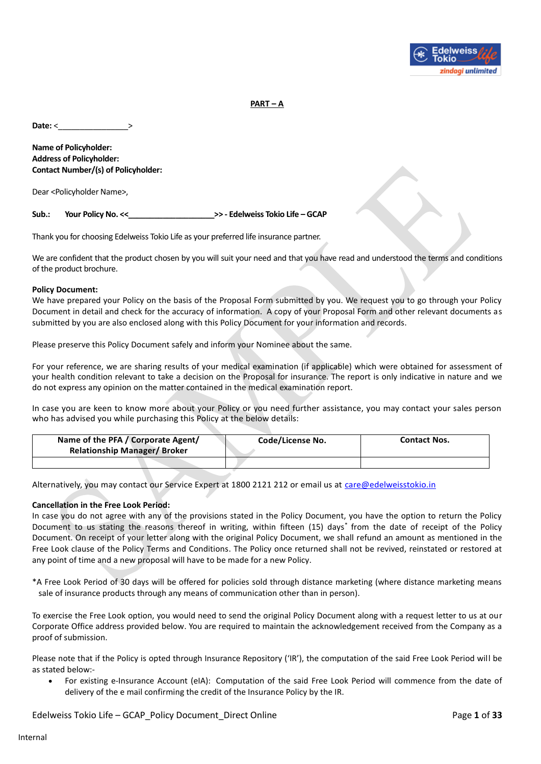**PART – A**

**Date:** <\_\_\_\_\_\_\_\_\_\_\_\_\_\_\_\_>

**Name of Policyholder:**
**Address of Policyholder:**
**Contact Number/(s) of Policyholder:**

Dear <Policyholder Name>,

**Sub.: Your Policy No. <<\_\_\_\_\_\_\_\_\_\_\_\_\_\_\_\_\_\_\_\_>> - Edelweiss Tokio Life – GCAP**

Thank you for choosing Edelweiss Tokio Life as your preferred life insurance partner.

We are confident that the product chosen by you will suit your need and that you have read and understood the terms and conditions of the product brochure.

**Policy Document:**
We have prepared your Policy on the basis of the Proposal Form submitted by you. We request you to go through your Policy Document in detail and check for the accuracy of information. A copy of your Proposal Form and other relevant documents as submitted by you are also enclosed along with this Policy Document for your information and records.

Please preserve this Policy Document safely and inform your Nominee about the same.

For your reference, we are sharing results of your medical examination (if applicable) which were obtained for assessment of your health condition relevant to take a decision on the Proposal for insurance. The report is only indicative in nature and we do not express any opinion on the matter contained in the medical examination report.

In case you are keen to know more about your Policy or you need further assistance, you may contact your sales person who has advised you while purchasing this Policy at the below details:

| Name of the PFA / Corporate Agent/ Relationship Manager/ Broker | Code/License No. | Contact Nos. |
|---|---|---|
| | | |

Alternatively, you may contact our Service Expert at 1800 2121 212 or email us at care@edelweisstokio.in

**Cancellation in the Free Look Period:**
In case you do not agree with any of the provisions stated in the Policy Document, you have the option to return the Policy Document to us stating the reasons thereof in writing, within fifteen (15) days* from the date of receipt of the Policy Document. On receipt of your letter along with the original Policy Document, we shall refund an amount as mentioned in the Free Look clause of the Policy Terms and Conditions. The Policy once returned shall not be revived, reinstated or restored at any point of time and a new proposal will have to be made for a new Policy.

*A Free Look Period of 30 days will be offered for policies sold through distance marketing (where distance marketing means sale of insurance products through any means of communication other than in person).

To exercise the Free Look option, you would need to send the original Policy Document along with a request letter to us at our Corporate Office address provided below. You are required to maintain the acknowledgement received from the Company as a proof of submission.

Please note that if the Policy is opted through Insurance Repository ('IR'), the computation of the said Free Look Period will be as stated below:-

- For existing e-Insurance Account (eIA): Computation of the said Free Look Period will commence from the date of delivery of the e mail confirming the credit of the Insurance Policy by the IR.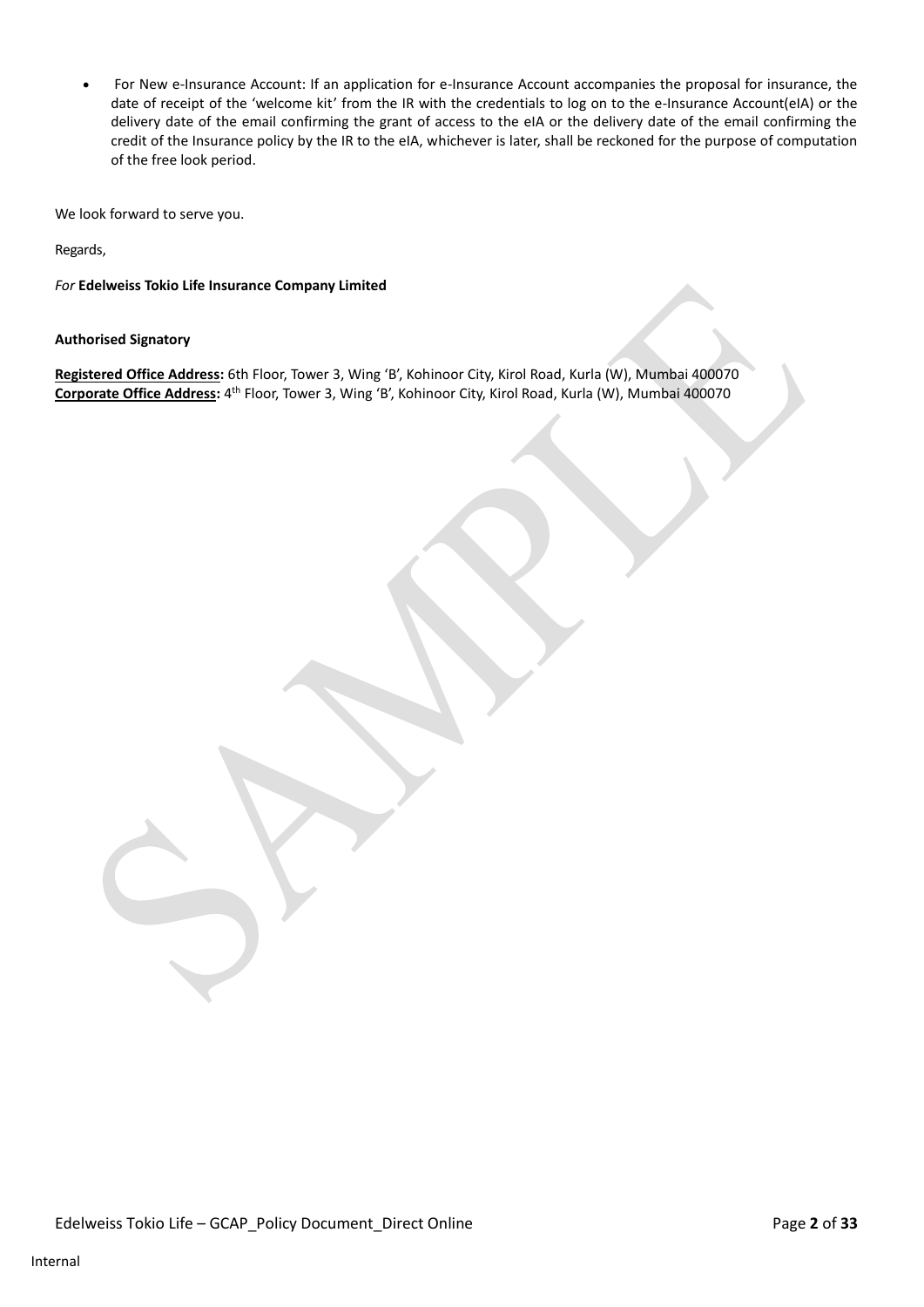- For New e-Insurance Account: If an application for e-Insurance Account accompanies the proposal for insurance, the date of receipt of the 'welcome kit' from the IR with the credentials to log on to the e-Insurance Account(eIA) or the delivery date of the email confirming the grant of access to the eIA or the delivery date of the email confirming the credit of the Insurance policy by the IR to the eIA, whichever is later, shall be reckoned for the purpose of computation of the free look period.

We look forward to serve you.

Regards,

*For* **Edelweiss Tokio Life Insurance Company Limited**

**Authorised Signatory**

**Registered Office Address:** 6th Floor, Tower 3, Wing 'B', Kohinoor City, Kirol Road, Kurla (W), Mumbai 400070
**Corporate Office Address:** 4th Floor, Tower 3, Wing 'B', Kohinoor City, Kirol Road, Kurla (W), Mumbai 400070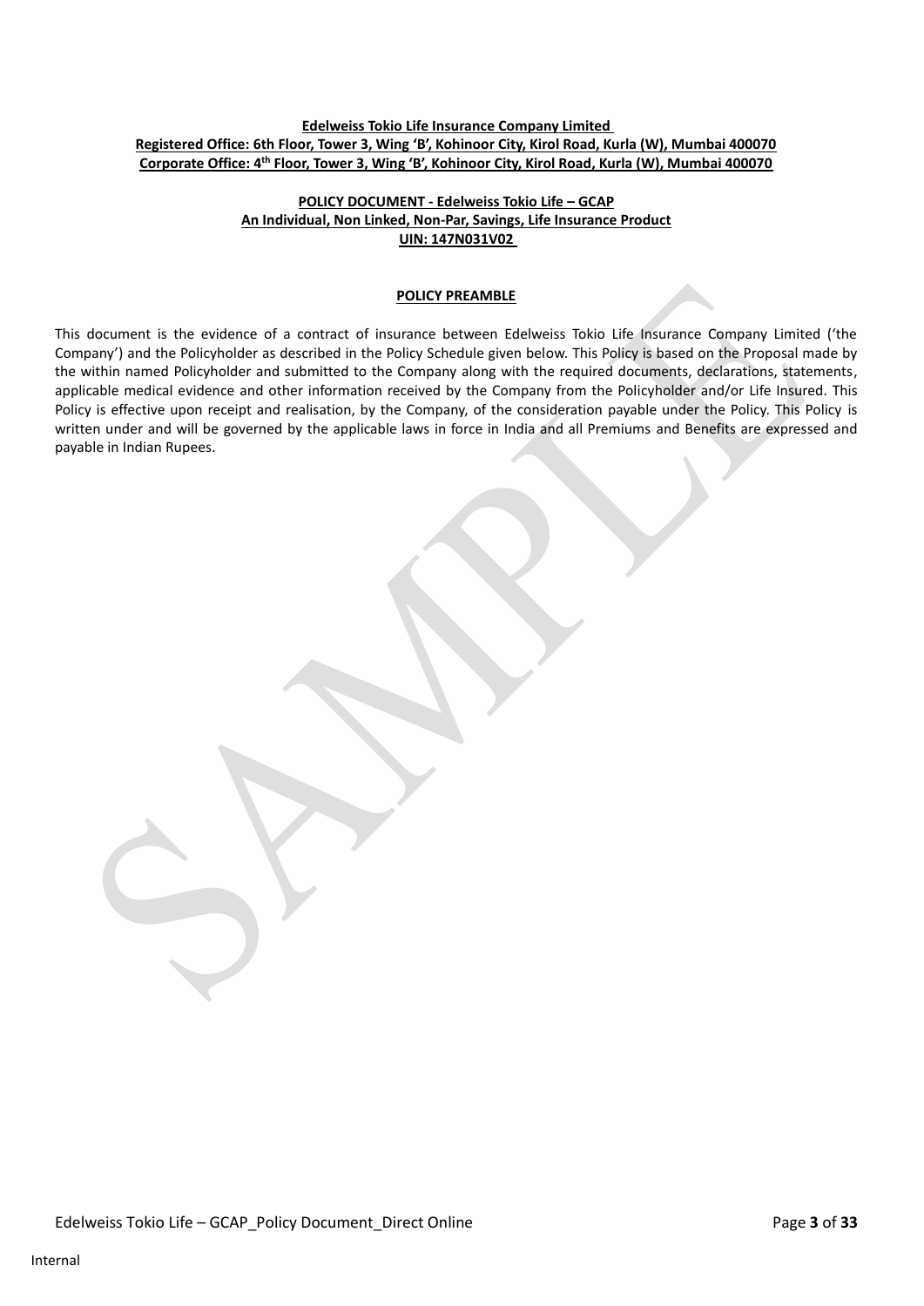**Edelweiss Tokio Life Insurance Company Limited**
**Registered Office: 6th Floor, Tower 3, Wing 'B', Kohinoor City, Kirol Road, Kurla (W), Mumbai 400070**
**Corporate Office: 4th Floor, Tower 3, Wing 'B', Kohinoor City, Kirol Road, Kurla (W), Mumbai 400070**

**POLICY DOCUMENT - Edelweiss Tokio Life – GCAP**
**An Individual, Non Linked, Non-Par, Savings, Life Insurance Product**
**UIN: 147N031V02**

## POLICY PREAMBLE

This document is the evidence of a contract of insurance between Edelweiss Tokio Life Insurance Company Limited ('the Company') and the Policyholder as described in the Policy Schedule given below. This Policy is based on the Proposal made by the within named Policyholder and submitted to the Company along with the required documents, declarations, statements, applicable medical evidence and other information received by the Company from the Policyholder and/or Life Insured. This Policy is effective upon receipt and realisation, by the Company, of the consideration payable under the Policy. This Policy is written under and will be governed by the applicable laws in force in India and all Premiums and Benefits are expressed and payable in Indian Rupees.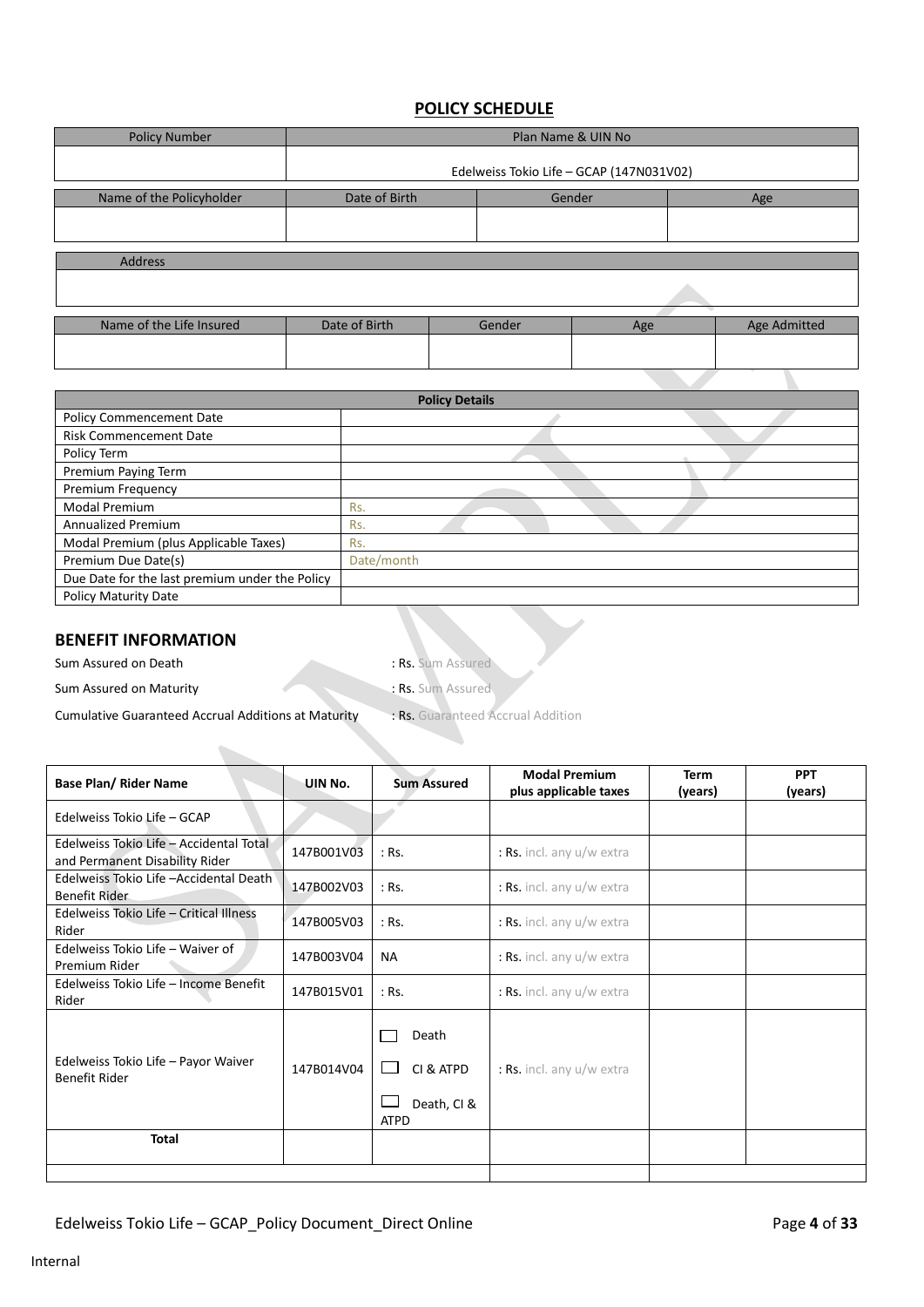## POLICY SCHEDULE

| Policy Number | Plan Name & UIN No |
|---|---|
| | Edelweiss Tokio Life – GCAP (147N031V02) |

| Name of the Policyholder | Date of Birth | Gender | Age |
|---|---|---|---|
| | | | |

| Address |
|---|
| |

| Name of the Life Insured | Date of Birth | Gender | Age | Age Admitted |
|---|---|---|---|---|
| | | | | |

| Policy Details | |
|---|---|
| Policy Commencement Date | |
| Risk Commencement Date | |
| Policy Term | |
| Premium Paying Term | |
| Premium Frequency | |
| Modal Premium | Rs. |
| Annualized Premium | Rs. |
| Modal Premium (plus Applicable Taxes) | Rs. |
| Premium Due Date(s) | Date/month |
| Due Date for the last premium under the Policy | |
| Policy Maturity Date | |

## BENEFIT INFORMATION

Sum Assured on Death : **Rs.** Sum Assured

Sum Assured on Maturity : **Rs.** Sum Assured

Cumulative Guaranteed Accrual Additions at Maturity : **Rs.** Guaranteed Accrual Addition

| Base Plan/ Rider Name | UIN No. | Sum Assured | Modal Premium plus applicable taxes | Term (years) | PPT (years) |
|---|---|---|---|---|---|
| Edelweiss Tokio Life – GCAP | | | | | |
| Edelweiss Tokio Life – Accidental Total and Permanent Disability Rider | 147B001V03 | : Rs. | : **Rs.** incl. any u/w extra | | |
| Edelweiss Tokio Life –Accidental Death Benefit Rider | 147B002V03 | : Rs. | : **Rs.** incl. any u/w extra | | |
| Edelweiss Tokio Life – Critical Illness Rider | 147B005V03 | : Rs. | : **Rs.** incl. any u/w extra | | |
| Edelweiss Tokio Life – Waiver of Premium Rider | 147B003V04 | NA | : **Rs.** incl. any u/w extra | | |
| Edelweiss Tokio Life – Income Benefit Rider | 147B015V01 | : Rs. | : **Rs.** incl. any u/w extra | | |
| Edelweiss Tokio Life – Payor Waiver Benefit Rider | 147B014V04 | ☐ Death<br>☐ CI & ATPD<br>☐ Death, CI & ATPD | : **Rs.** incl. any u/w extra | | |
| **Total** | | | | | |
| | | | | | |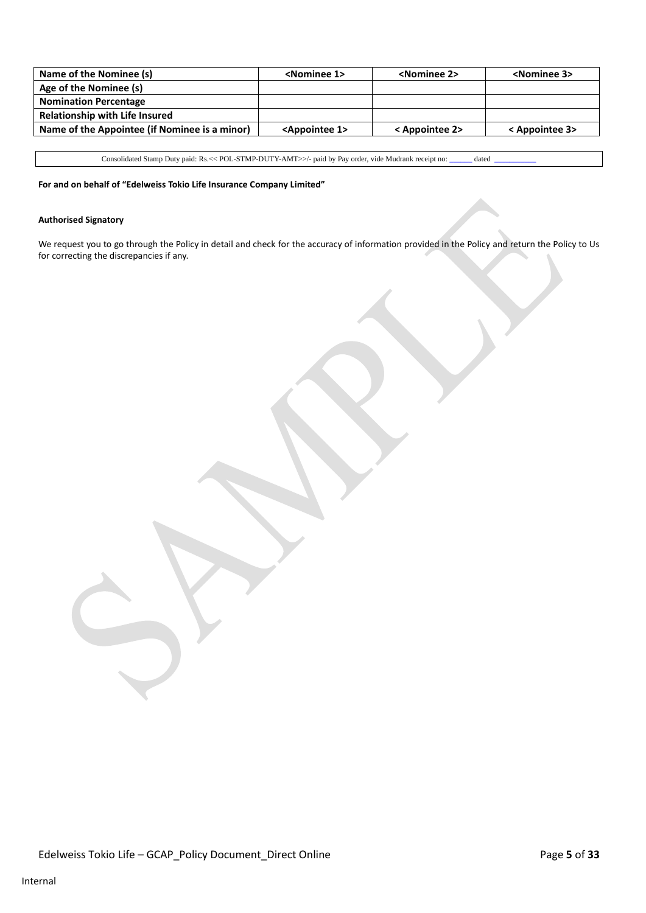| Name of the Nominee (s) | <Nominee 1> | <Nominee 2> | <Nominee 3> |
|---|---|---|---|
| Age of the Nominee (s) | | | |
| Nomination Percentage | | | |
| Relationship with Life Insured | | | |
| Name of the Appointee (if Nominee is a minor) | <Appointee 1> | < Appointee 2> | < Appointee 3> |

| Consolidated Stamp Duty paid: Rs.<< POL-STMP-DUTY-AMT>>/- paid by Pay order, vide Mudrank receipt no: ______ dated ___________ |
|---|

**For and on behalf of "Edelweiss Tokio Life Insurance Company Limited"**

**Authorised Signatory**

We request you to go through the Policy in detail and check for the accuracy of information provided in the Policy and return the Policy to Us for correcting the discrepancies if any.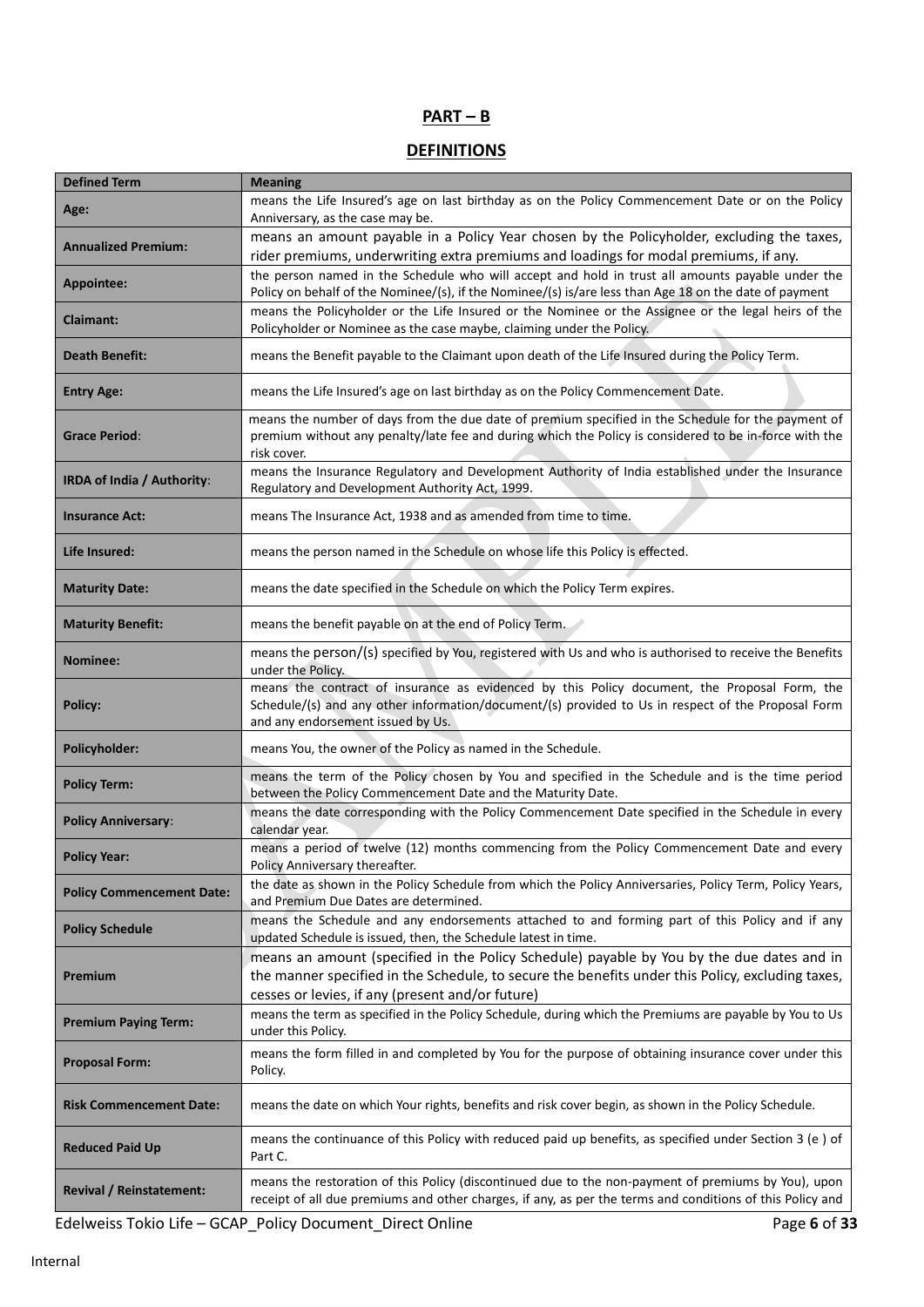## PART – B

## DEFINITIONS

| Defined Term | Meaning |
|---|---|
| **Age:** | means the Life Insured's age on last birthday as on the Policy Commencement Date or on the Policy Anniversary, as the case may be. |
| **Annualized Premium:** | means an amount payable in a Policy Year chosen by the Policyholder, excluding the taxes, rider premiums, underwriting extra premiums and loadings for modal premiums, if any. |
| **Appointee:** | the person named in the Schedule who will accept and hold in trust all amounts payable under the Policy on behalf of the Nominee/(s), if the Nominee/(s) is/are less than Age 18 on the date of payment |
| **Claimant:** | means the Policyholder or the Life Insured or the Nominee or the Assignee or the legal heirs of the Policyholder or Nominee as the case maybe, claiming under the Policy. |
| **Death Benefit:** | means the Benefit payable to the Claimant upon death of the Life Insured during the Policy Term. |
| **Entry Age:** | means the Life Insured's age on last birthday as on the Policy Commencement Date. |
| **Grace Period:** | means the number of days from the due date of premium specified in the Schedule for the payment of premium without any penalty/late fee and during which the Policy is considered to be in-force with the risk cover. |
| **IRDA of India / Authority:** | means the Insurance Regulatory and Development Authority of India established under the Insurance Regulatory and Development Authority Act, 1999. |
| **Insurance Act:** | means The Insurance Act, 1938 and as amended from time to time. |
| **Life Insured:** | means the person named in the Schedule on whose life this Policy is effected. |
| **Maturity Date:** | means the date specified in the Schedule on which the Policy Term expires. |
| **Maturity Benefit:** | means the benefit payable on at the end of Policy Term. |
| **Nominee:** | means the person/(s) specified by You, registered with Us and who is authorised to receive the Benefits under the Policy. |
| **Policy:** | means the contract of insurance as evidenced by this Policy document, the Proposal Form, the Schedule/(s) and any other information/document/(s) provided to Us in respect of the Proposal Form and any endorsement issued by Us. |
| **Policyholder:** | means You, the owner of the Policy as named in the Schedule. |
| **Policy Term:** | means the term of the Policy chosen by You and specified in the Schedule and is the time period between the Policy Commencement Date and the Maturity Date. |
| **Policy Anniversary:** | means the date corresponding with the Policy Commencement Date specified in the Schedule in every calendar year. |
| **Policy Year:** | means a period of twelve (12) months commencing from the Policy Commencement Date and every Policy Anniversary thereafter. |
| **Policy Commencement Date:** | the date as shown in the Policy Schedule from which the Policy Anniversaries, Policy Term, Policy Years, and Premium Due Dates are determined. |
| **Policy Schedule** | means the Schedule and any endorsements attached to and forming part of this Policy and if any updated Schedule is issued, then, the Schedule latest in time. |
| **Premium** | means an amount (specified in the Policy Schedule) payable by You by the due dates and in the manner specified in the Schedule, to secure the benefits under this Policy, excluding taxes, cesses or levies, if any (present and/or future) |
| **Premium Paying Term:** | means the term as specified in the Policy Schedule, during which the Premiums are payable by You to Us under this Policy. |
| **Proposal Form:** | means the form filled in and completed by You for the purpose of obtaining insurance cover under this Policy. |
| **Risk Commencement Date:** | means the date on which Your rights, benefits and risk cover begin, as shown in the Policy Schedule. |
| **Reduced Paid Up** | means the continuance of this Policy with reduced paid up benefits, as specified under Section 3 (e ) of Part C. |
| **Revival / Reinstatement:** | means the restoration of this Policy (discontinued due to the non-payment of premiums by You), upon receipt of all due premiums and other charges, if any, as per the terms and conditions of this Policy and |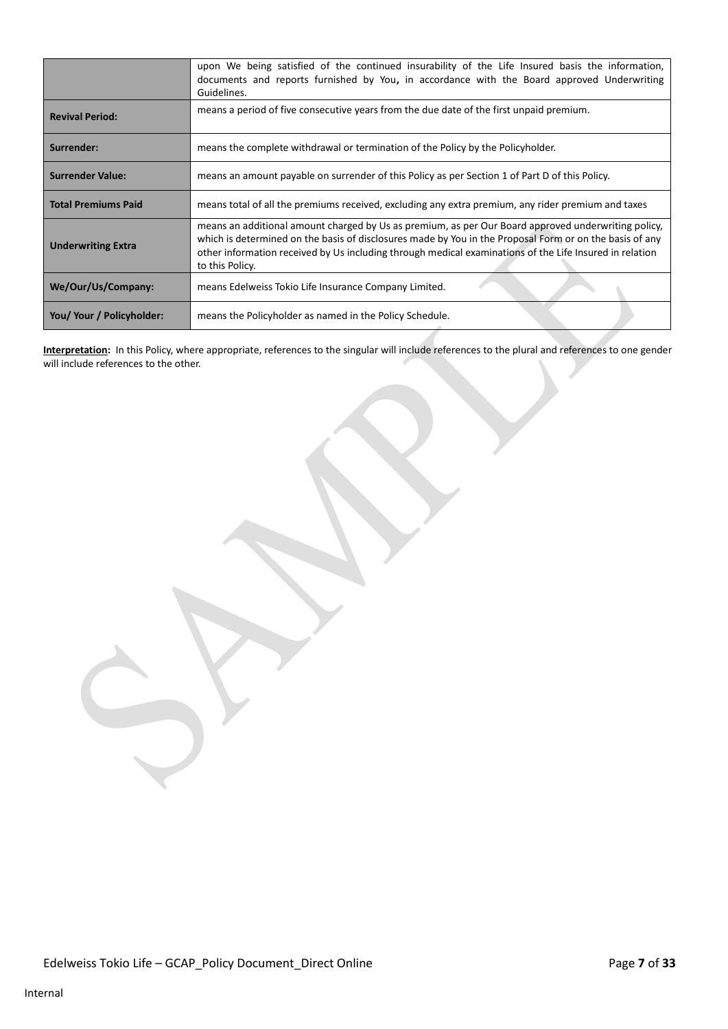| | |
|---|---|
| | upon We being satisfied of the continued insurability of the Life Insured basis the information, documents and reports furnished by You**,** in accordance with the Board approved Underwriting Guidelines. |
| **Revival Period:** | means a period of five consecutive years from the due date of the first unpaid premium. |
| **Surrender:** | means the complete withdrawal or termination of the Policy by the Policyholder. |
| **Surrender Value:** | means an amount payable on surrender of this Policy as per Section 1 of Part D of this Policy. |
| **Total Premiums Paid** | means total of all the premiums received, excluding any extra premium, any rider premium and taxes |
| **Underwriting Extra** | means an additional amount charged by Us as premium, as per Our Board approved underwriting policy, which is determined on the basis of disclosures made by You in the Proposal Form or on the basis of any other information received by Us including through medical examinations of the Life Insured in relation to this Policy. |
| **We/Our/Us/Company:** | means Edelweiss Tokio Life Insurance Company Limited. |
| **You/ Your / Policyholder:** | means the Policyholder as named in the Policy Schedule. |

**Interpretation:** In this Policy, where appropriate, references to the singular will include references to the plural and references to one gender will include references to the other.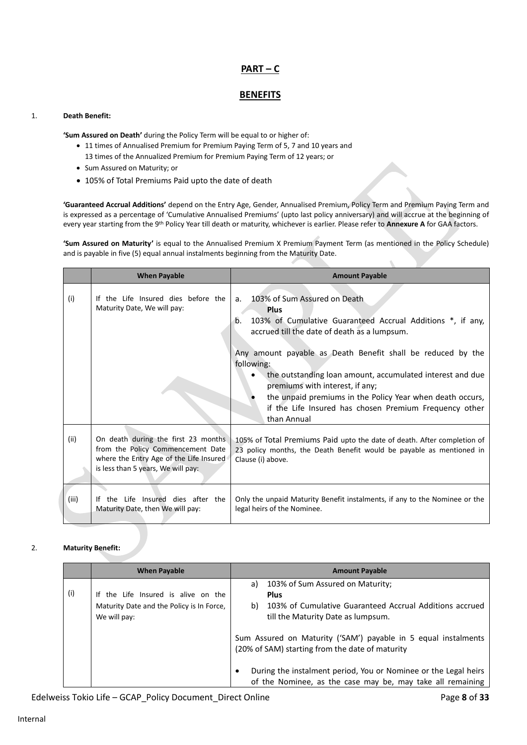# PART – C

## BENEFITS

1. **Death Benefit:**

**'Sum Assured on Death'** during the Policy Term will be equal to or higher of:

- 11 times of Annualised Premium for Premium Paying Term of 5, 7 and 10 years and 13 times of the Annualized Premium for Premium Paying Term of 12 years; or
- Sum Assured on Maturity; or
- 105% of Total Premiums Paid upto the date of death

**'Guaranteed Accrual Additions'** depend on the Entry Age, Gender, Annualised Premium, Policy Term and Premium Paying Term and is expressed as a percentage of 'Cumulative Annualised Premiums' (upto last policy anniversary) and will accrue at the beginning of every year starting from the 9th Policy Year till death or maturity, whichever is earlier. Please refer to **Annexure A** for GAA factors.

**'Sum Assured on Maturity'** is equal to the Annualised Premium X Premium Payment Term (as mentioned in the Policy Schedule) and is payable in five (5) equal annual instalments beginning from the Maturity Date.

| | When Payable | Amount Payable |
|---|---|---|
| (i) | If the Life Insured dies before the Maturity Date, We will pay: | a. 103% of Sum Assured on Death<br>**Plus**<br>b. 103% of Cumulative Guaranteed Accrual Additions *, if any, accrued till the date of death as a lumpsum.<br><br>Any amount payable as Death Benefit shall be reduced by the following:<br>• the outstanding loan amount, accumulated interest and due premiums with interest, if any;<br>• the unpaid premiums in the Policy Year when death occurs, if the Life Insured has chosen Premium Frequency other than Annual |
| (ii) | On death during the first 23 months from the Policy Commencement Date where the Entry Age of the Life Insured is less than 5 years, We will pay: | 105% of Total Premiums Paid upto the date of death. After completion of 23 policy months, the Death Benefit would be payable as mentioned in Clause (i) above. |
| (iii) | If the Life Insured dies after the Maturity Date, then We will pay: | Only the unpaid Maturity Benefit instalments, if any to the Nominee or the legal heirs of the Nominee. |

2. **Maturity Benefit:**

| | When Payable | Amount Payable |
|---|---|---|
| (i) | If the Life Insured is alive on the Maturity Date and the Policy is In Force, We will pay: | a) 103% of Sum Assured on Maturity;<br>**Plus**<br>b) 103% of Cumulative Guaranteed Accrual Additions accrued till the Maturity Date as lumpsum.<br><br>Sum Assured on Maturity ('SAM') payable in 5 equal instalments (20% of SAM) starting from the date of maturity<br><br>• During the instalment period, You or Nominee or the Legal heirs of the Nominee, as the case may be, may take all remaining |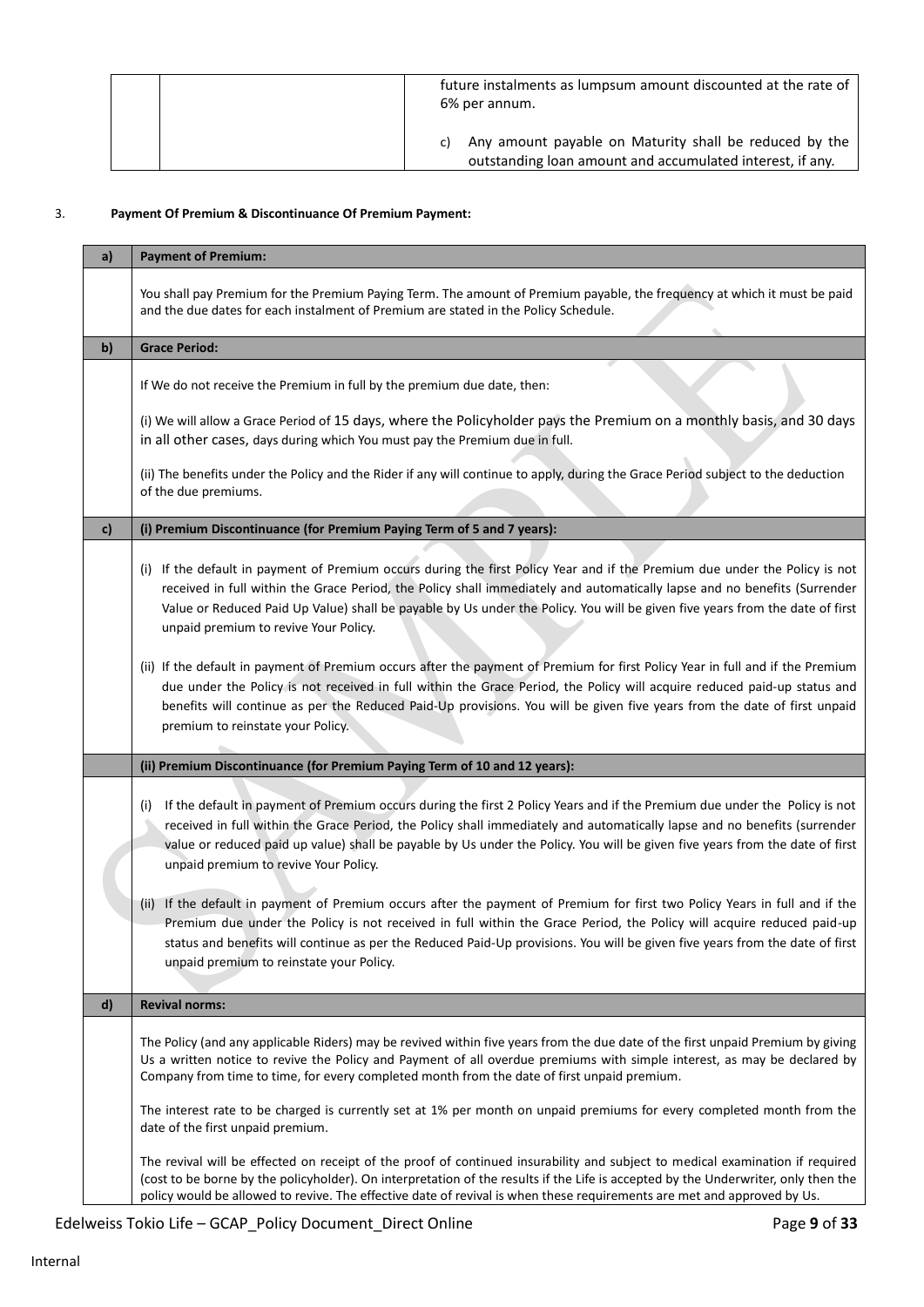| | | future instalments as lumpsum amount discounted at the rate of 6% per annum. c) Any amount payable on Maturity shall be reduced by the outstanding loan amount and accumulated interest, if any. |
|---|---|---|

3. **Payment Of Premium & Discontinuance Of Premium Payment:**

| | |
|---|---|
| **a)** | **Payment of Premium:** |
| | You shall pay Premium for the Premium Paying Term. The amount of Premium payable, the frequency at which it must be paid and the due dates for each instalment of Premium are stated in the Policy Schedule. |
| **b)** | **Grace Period:** |
| | If We do not receive the Premium in full by the premium due date, then: (i) We will allow a Grace Period of 15 days, where the Policyholder pays the Premium on a monthly basis, and 30 days in all other cases, days during which You must pay the Premium due in full. (ii) The benefits under the Policy and the Rider if any will continue to apply, during the Grace Period subject to the deduction of the due premiums. |
| **c)** | **(i) Premium Discontinuance (for Premium Paying Term of 5 and 7 years):** |
| | (i) If the default in payment of Premium occurs during the first Policy Year and if the Premium due under the Policy is not received in full within the Grace Period, the Policy shall immediately and automatically lapse and no benefits (Surrender Value or Reduced Paid Up Value) shall be payable by Us under the Policy. You will be given five years from the date of first unpaid premium to revive Your Policy. (ii) If the default in payment of Premium occurs after the payment of Premium for first Policy Year in full and if the Premium due under the Policy is not received in full within the Grace Period, the Policy will acquire reduced paid-up status and benefits will continue as per the Reduced Paid-Up provisions. You will be given five years from the date of first unpaid premium to reinstate your Policy. |
| | **(ii) Premium Discontinuance (for Premium Paying Term of 10 and 12 years):** |
| | (i) If the default in payment of Premium occurs during the first 2 Policy Years and if the Premium due under the Policy is not received in full within the Grace Period, the Policy shall immediately and automatically lapse and no benefits (surrender value or reduced paid up value) shall be payable by Us under the Policy. You will be given five years from the date of first unpaid premium to revive Your Policy. (ii) If the default in payment of Premium occurs after the payment of Premium for first two Policy Years in full and if the Premium due under the Policy is not received in full within the Grace Period, the Policy will acquire reduced paid-up status and benefits will continue as per the Reduced Paid-Up provisions. You will be given five years from the date of first unpaid premium to reinstate your Policy. |
| **d)** | **Revival norms:** |
| | The Policy (and any applicable Riders) may be revived within five years from the due date of the first unpaid Premium by giving Us a written notice to revive the Policy and Payment of all overdue premiums with simple interest, as may be declared by Company from time to time, for every completed month from the date of first unpaid premium. The interest rate to be charged is currently set at 1% per month on unpaid premiums for every completed month from the date of the first unpaid premium. The revival will be effected on receipt of the proof of continued insurability and subject to medical examination if required (cost to be borne by the policyholder). On interpretation of the results if the Life is accepted by the Underwriter, only then the policy would be allowed to revive. The effective date of revival is when these requirements are met and approved by Us. |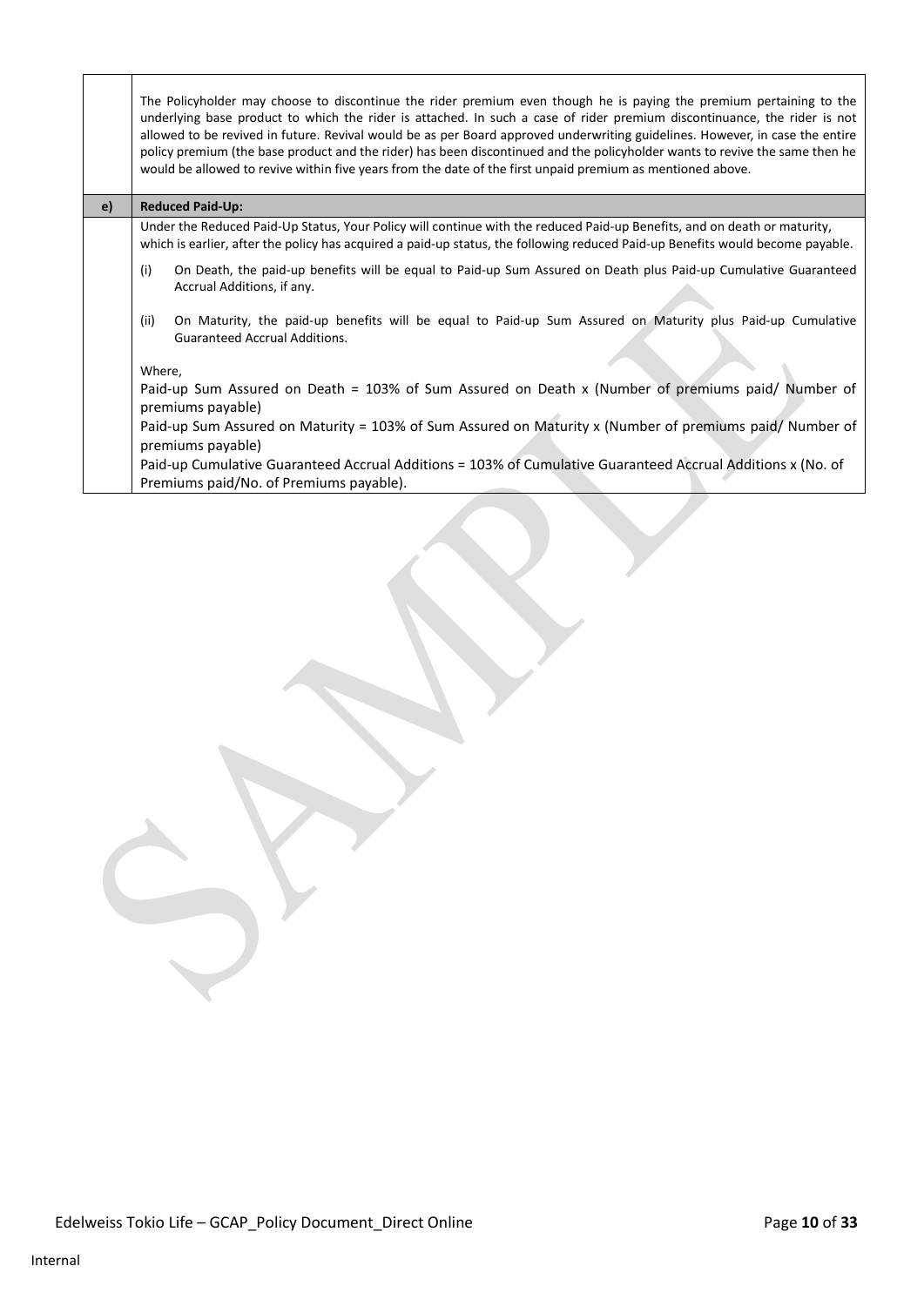|  |  |
|---|---|
|  | The Policyholder may choose to discontinue the rider premium even though he is paying the premium pertaining to the underlying base product to which the rider is attached. In such a case of rider premium discontinuance, the rider is not allowed to be revived in future. Revival would be as per Board approved underwriting guidelines. However, in case the entire policy premium (the base product and the rider) has been discontinued and the policyholder wants to revive the same then he would be allowed to revive within five years from the date of the first unpaid premium as mentioned above. |
| **e)** | **Reduced Paid-Up:** |
|  | Under the Reduced Paid-Up Status, Your Policy will continue with the reduced Paid-up Benefits, and on death or maturity, which is earlier, after the policy has acquired a paid-up status, the following reduced Paid-up Benefits would become payable.<br><br>(i) On Death, the paid-up benefits will be equal to Paid-up Sum Assured on Death plus Paid-up Cumulative Guaranteed Accrual Additions, if any.<br><br>(ii) On Maturity, the paid-up benefits will be equal to Paid-up Sum Assured on Maturity plus Paid-up Cumulative Guaranteed Accrual Additions.<br><br>Where,<br>Paid-up Sum Assured on Death = 103% of Sum Assured on Death x (Number of premiums paid/ Number of premiums payable)<br>Paid-up Sum Assured on Maturity = 103% of Sum Assured on Maturity x (Number of premiums paid/ Number of premiums payable)<br>Paid-up Cumulative Guaranteed Accrual Additions = 103% of Cumulative Guaranteed Accrual Additions x (No. of Premiums paid/No. of Premiums payable). |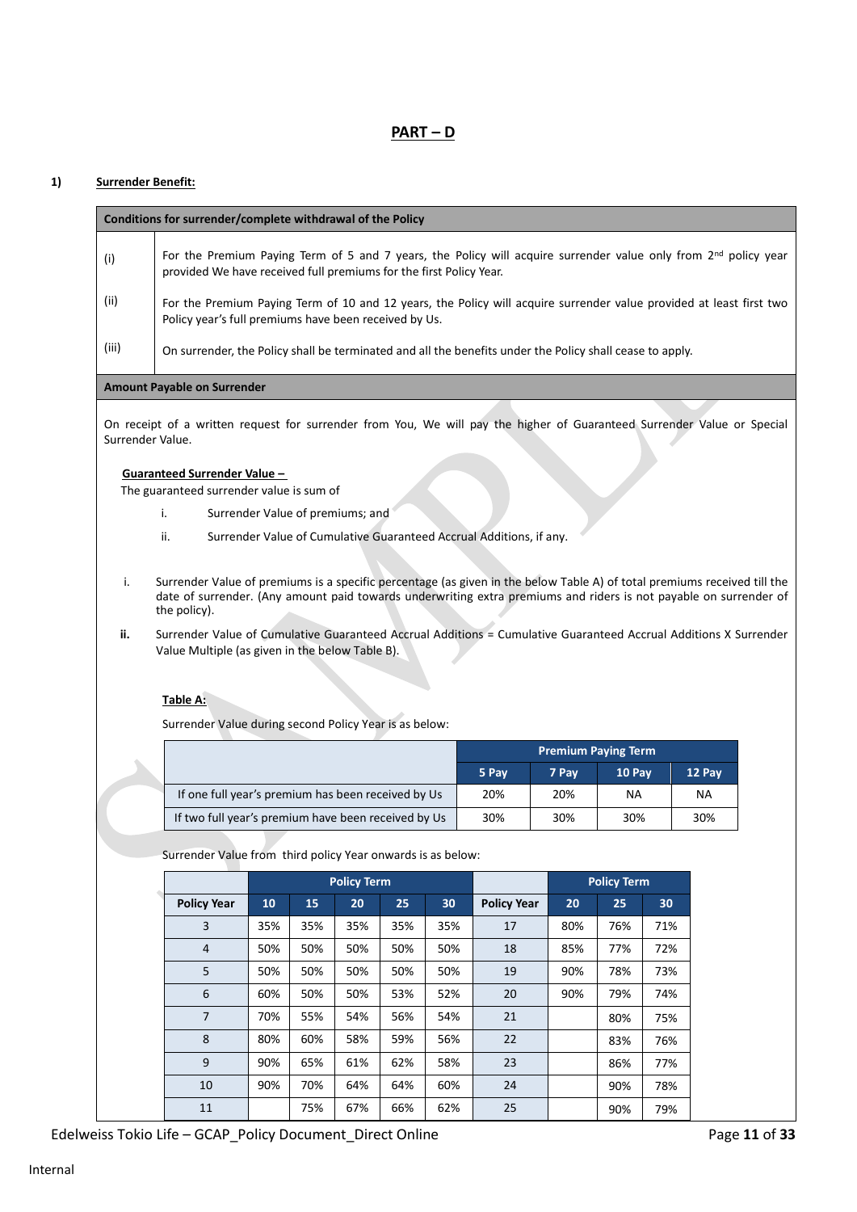## PART – D

**1) Surrender Benefit:**

| **Conditions for surrender/complete withdrawal of the Policy** | |
|---|---|
| (i) | For the Premium Paying Term of 5 and 7 years, the Policy will acquire surrender value only from 2nd policy year provided We have received full premiums for the first Policy Year. |
| (ii) | For the Premium Paying Term of 10 and 12 years, the Policy will acquire surrender value provided at least first two Policy year's full premiums have been received by Us. |
| (iii) | On surrender, the Policy shall be terminated and all the benefits under the Policy shall cease to apply. |

**Amount Payable on Surrender**

On receipt of a written request for surrender from You, We will pay the higher of Guaranteed Surrender Value or Special Surrender Value.

**Guaranteed Surrender Value –**

The guaranteed surrender value is sum of

i. Surrender Value of premiums; and

ii. Surrender Value of Cumulative Guaranteed Accrual Additions, if any.

i. Surrender Value of premiums is a specific percentage (as given in the below Table A) of total premiums received till the date of surrender. (Any amount paid towards underwriting extra premiums and riders is not payable on surrender of the policy).

**ii.** Surrender Value of Cumulative Guaranteed Accrual Additions = Cumulative Guaranteed Accrual Additions X Surrender Value Multiple (as given in the below Table B).

**Table A:**

Surrender Value during second Policy Year is as below:

| | Premium Paying Term | | | |
|---|---|---|---|---|
| | **5 Pay** | **7 Pay** | **10 Pay** | **12 Pay** |
| If one full year's premium has been received by Us | 20% | 20% | NA | NA |
| If two full year's premium have been received by Us | 30% | 30% | 30% | 30% |

Surrender Value from third policy Year onwards is as below:

| | Policy Term | | | | | | Policy Term | | |
|---|---|---|---|---|---|---|---|---|---|
| **Policy Year** | **10** | **15** | **20** | **25** | **30** | **Policy Year** | **20** | **25** | **30** |
| 3 | 35% | 35% | 35% | 35% | 35% | 17 | 80% | 76% | 71% |
| 4 | 50% | 50% | 50% | 50% | 50% | 18 | 85% | 77% | 72% |
| 5 | 50% | 50% | 50% | 50% | 50% | 19 | 90% | 78% | 73% |
| 6 | 60% | 50% | 50% | 53% | 52% | 20 | 90% | 79% | 74% |
| 7 | 70% | 55% | 54% | 56% | 54% | 21 | | 80% | 75% |
| 8 | 80% | 60% | 58% | 59% | 56% | 22 | | 83% | 76% |
| 9 | 90% | 65% | 61% | 62% | 58% | 23 | | 86% | 77% |
| 10 | 90% | 70% | 64% | 64% | 60% | 24 | | 90% | 78% |
| 11 | | 75% | 67% | 66% | 62% | 25 | | 90% | 79% |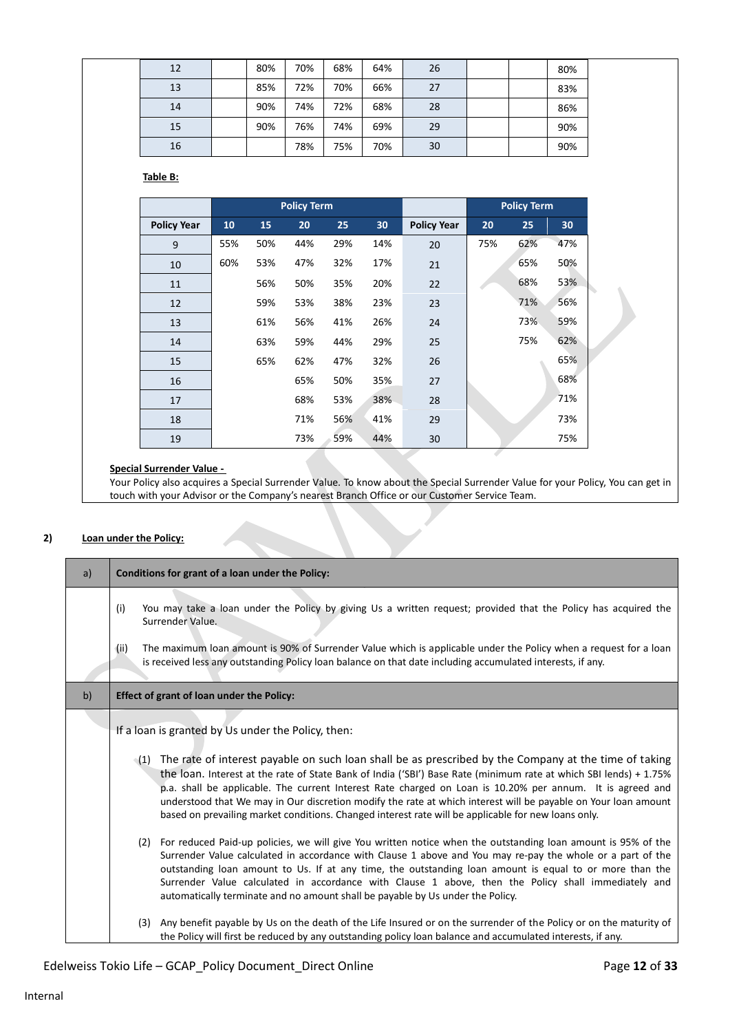| 12 | | 80% | 70% | 68% | 64% | 26 | | | 80% |
|---|---|---|---|---|---|---|---|---|---|
| 13 | | 85% | 72% | 70% | 66% | 27 | | | 83% |
| 14 | | 90% | 74% | 72% | 68% | 28 | | | 86% |
| 15 | | 90% | 76% | 74% | 69% | 29 | | | 90% |
| 16 | | | 78% | 75% | 70% | 30 | | | 90% |

**Table B:**

| | Policy Term | | | | | | Policy Term | | |
|---|---|---|---|---|---|---|---|---|---|
| **Policy Year** | **10** | **15** | **20** | **25** | **30** | **Policy Year** | **20** | **25** | **30** |
| 9 | 55% | 50% | 44% | 29% | 14% | 20 | 75% | 62% | 47% |
| 10 | 60% | 53% | 47% | 32% | 17% | 21 | | 65% | 50% |
| 11 | | 56% | 50% | 35% | 20% | 22 | | 68% | 53% |
| 12 | | 59% | 53% | 38% | 23% | 23 | | 71% | 56% |
| 13 | | 61% | 56% | 41% | 26% | 24 | | 73% | 59% |
| 14 | | 63% | 59% | 44% | 29% | 25 | | 75% | 62% |
| 15 | | 65% | 62% | 47% | 32% | 26 | | | 65% |
| 16 | | | 65% | 50% | 35% | 27 | | | 68% |
| 17 | | | 68% | 53% | 38% | 28 | | | 71% |
| 18 | | | 71% | 56% | 41% | 29 | | | 73% |
| 19 | | | 73% | 59% | 44% | 30 | | | 75% |

**Special Surrender Value -**

Your Policy also acquires a Special Surrender Value. To know about the Special Surrender Value for your Policy, You can get in touch with your Advisor or the Company's nearest Branch Office or our Customer Service Team.

## 2) Loan under the Policy:

**a) Conditions for grant of a loan under the Policy:**

(i) You may take a loan under the Policy by giving Us a written request; provided that the Policy has acquired the Surrender Value.

(ii) The maximum loan amount is 90% of Surrender Value which is applicable under the Policy when a request for a loan is received less any outstanding Policy loan balance on that date including accumulated interests, if any.

**b) Effect of grant of loan under the Policy:**

If a loan is granted by Us under the Policy, then:

(1) The rate of interest payable on such loan shall be as prescribed by the Company at the time of taking the loan. Interest at the rate of State Bank of India ('SBI') Base Rate (minimum rate at which SBI lends) + 1.75% p.a. shall be applicable. The current Interest Rate charged on Loan is 10.20% per annum. It is agreed and understood that We may in Our discretion modify the rate at which interest will be payable on Your loan amount based on prevailing market conditions. Changed interest rate will be applicable for new loans only.

(2) For reduced Paid-up policies, we will give You written notice when the outstanding loan amount is 95% of the Surrender Value calculated in accordance with Clause 1 above and You may re-pay the whole or a part of the outstanding loan amount to Us. If at any time, the outstanding loan amount is equal to or more than the Surrender Value calculated in accordance with Clause 1 above, then the Policy shall immediately and automatically terminate and no amount shall be payable by Us under the Policy.

(3) Any benefit payable by Us on the death of the Life Insured or on the surrender of the Policy or on the maturity of the Policy will first be reduced by any outstanding policy loan balance and accumulated interests, if any.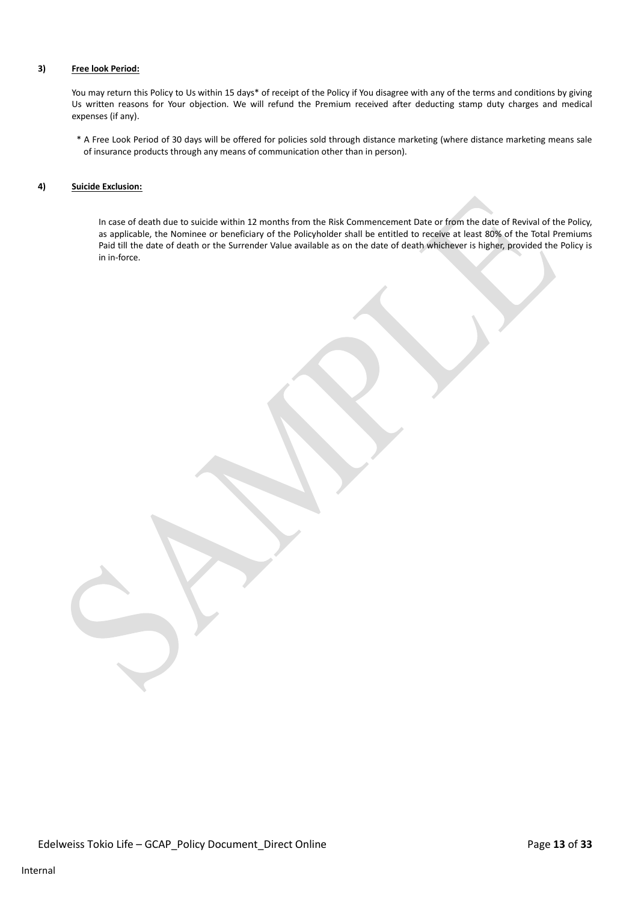**3) Free look Period:**

You may return this Policy to Us within 15 days* of receipt of the Policy if You disagree with any of the terms and conditions by giving Us written reasons for Your objection. We will refund the Premium received after deducting stamp duty charges and medical expenses (if any).

* A Free Look Period of 30 days will be offered for policies sold through distance marketing (where distance marketing means sale of insurance products through any means of communication other than in person).

**4) Suicide Exclusion:**

In case of death due to suicide within 12 months from the Risk Commencement Date or from the date of Revival of the Policy, as applicable, the Nominee or beneficiary of the Policyholder shall be entitled to receive at least 80% of the Total Premiums Paid till the date of death or the Surrender Value available as on the date of death whichever is higher, provided the Policy is in in-force.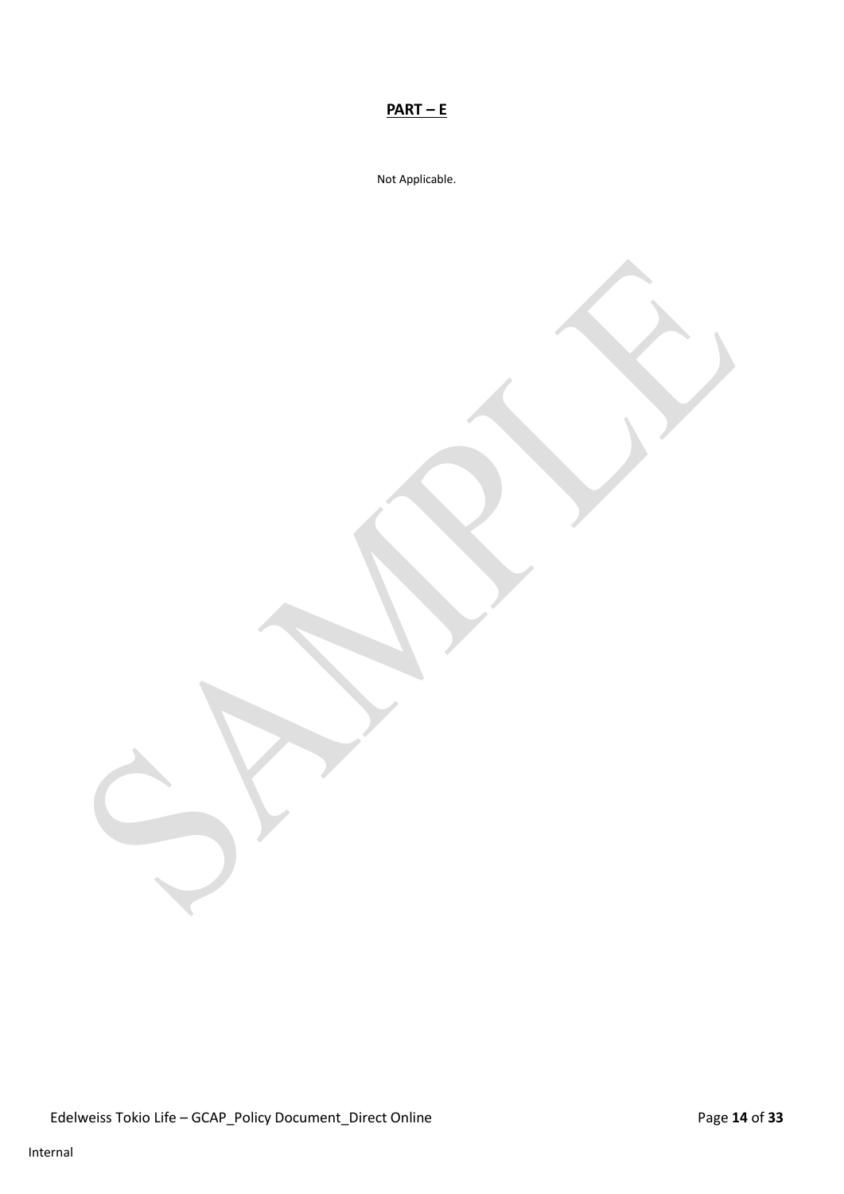## PART – E

Not Applicable.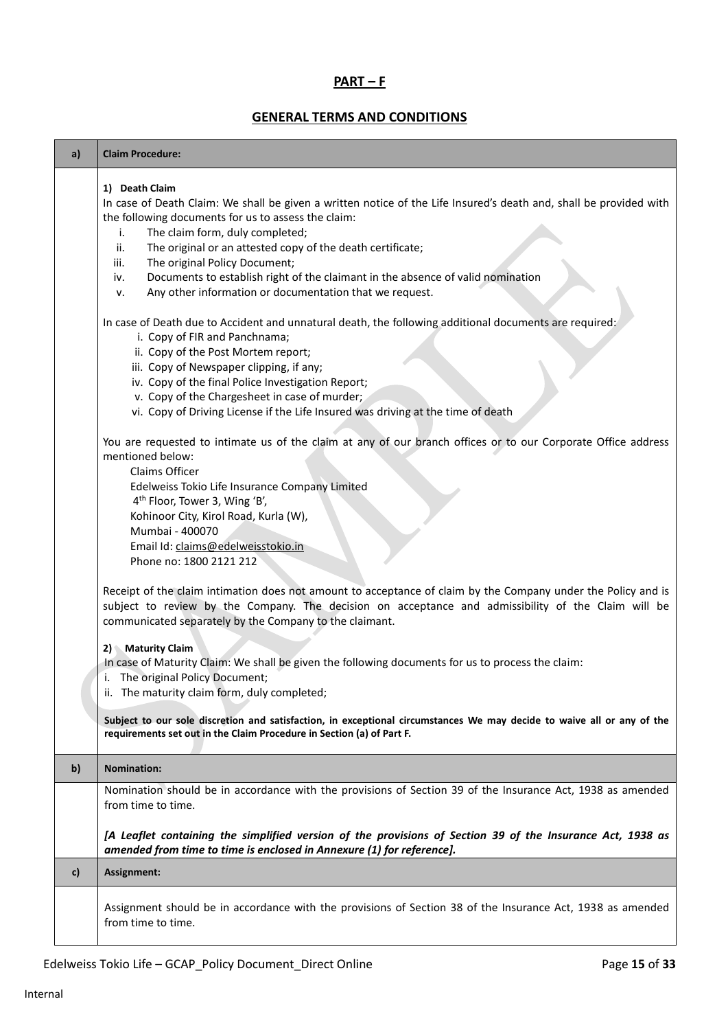## PART – F

## GENERAL TERMS AND CONDITIONS

| a) | **Claim Procedure:** |
|---|---|

**1) Death Claim**

In case of Death Claim: We shall be given a written notice of the Life Insured's death and, shall be provided with the following documents for us to assess the claim:

i. The claim form, duly completed;
ii. The original or an attested copy of the death certificate;
iii. The original Policy Document;
iv. Documents to establish right of the claimant in the absence of valid nomination
v. Any other information or documentation that we request.

In case of Death due to Accident and unnatural death, the following additional documents are required:

i. Copy of FIR and Panchnama;
ii. Copy of the Post Mortem report;
iii. Copy of Newspaper clipping, if any;
iv. Copy of the final Police Investigation Report;
v. Copy of the Chargesheet in case of murder;
vi. Copy of Driving License if the Life Insured was driving at the time of death

You are requested to intimate us of the claim at any of our branch offices or to our Corporate Office address mentioned below:

Claims Officer
Edelweiss Tokio Life Insurance Company Limited
4th Floor, Tower 3, Wing 'B',
Kohinoor City, Kirol Road, Kurla (W),
Mumbai - 400070
Email Id: claims@edelweisstokio.in
Phone no: 1800 2121 212

Receipt of the claim intimation does not amount to acceptance of claim by the Company under the Policy and is subject to review by the Company. The decision on acceptance and admissibility of the Claim will be communicated separately by the Company to the claimant.

**2) Maturity Claim**

In case of Maturity Claim: We shall be given the following documents for us to process the claim:

i. The original Policy Document;
ii. The maturity claim form, duly completed;

**Subject to our sole discretion and satisfaction, in exceptional circumstances We may decide to waive all or any of the requirements set out in the Claim Procedure in Section (a) of Part F.**

| b) | **Nomination:** |
|---|---|

Nomination should be in accordance with the provisions of Section 39 of the Insurance Act, 1938 as amended from time to time.

***[A Leaflet containing the simplified version of the provisions of Section 39 of the Insurance Act, 1938 as amended from time to time is enclosed in Annexure (1) for reference].***

| c) | **Assignment:** |
|---|---|

Assignment should be in accordance with the provisions of Section 38 of the Insurance Act, 1938 as amended from time to time.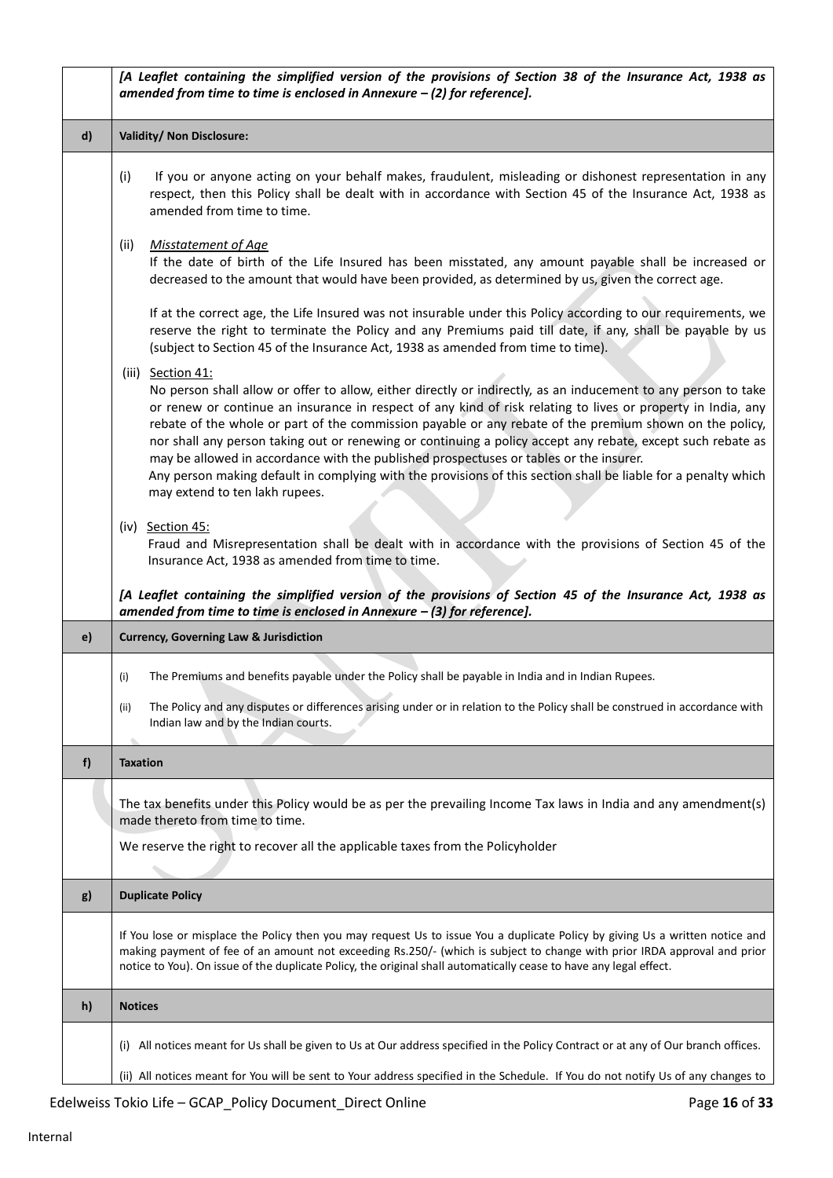*[A Leaflet containing the simplified version of the provisions of Section 38 of the Insurance Act, 1938 as amended from time to time is enclosed in Annexure – (2) for reference].*

**d) Validity/ Non Disclosure:**

(i) If you or anyone acting on your behalf makes, fraudulent, misleading or dishonest representation in any respect, then this Policy shall be dealt with in accordance with Section 45 of the Insurance Act, 1938 as amended from time to time.

(ii) *Misstatement of Age*

If the date of birth of the Life Insured has been misstated, any amount payable shall be increased or decreased to the amount that would have been provided, as determined by us, given the correct age.

If at the correct age, the Life Insured was not insurable under this Policy according to our requirements, we reserve the right to terminate the Policy and any Premiums paid till date, if any, shall be payable by us (subject to Section 45 of the Insurance Act, 1938 as amended from time to time).

(iii) Section 41:

No person shall allow or offer to allow, either directly or indirectly, as an inducement to any person to take or renew or continue an insurance in respect of any kind of risk relating to lives or property in India, any rebate of the whole or part of the commission payable or any rebate of the premium shown on the policy, nor shall any person taking out or renewing or continuing a policy accept any rebate, except such rebate as may be allowed in accordance with the published prospectuses or tables or the insurer.

Any person making default in complying with the provisions of this section shall be liable for a penalty which may extend to ten lakh rupees.

(iv) Section 45:

Fraud and Misrepresentation shall be dealt with in accordance with the provisions of Section 45 of the Insurance Act, 1938 as amended from time to time.

***[A Leaflet containing the simplified version of the provisions of Section 45 of the Insurance Act, 1938 as amended from time to time is enclosed in Annexure – (3) for reference].***

**e) Currency, Governing Law & Jurisdiction**

(i) The Premiums and benefits payable under the Policy shall be payable in India and in Indian Rupees.

(ii) The Policy and any disputes or differences arising under or in relation to the Policy shall be construed in accordance with Indian law and by the Indian courts.

**f) Taxation**

The tax benefits under this Policy would be as per the prevailing Income Tax laws in India and any amendment(s) made thereto from time to time.

We reserve the right to recover all the applicable taxes from the Policyholder

**g) Duplicate Policy**

If You lose or misplace the Policy then you may request Us to issue You a duplicate Policy by giving Us a written notice and making payment of fee of an amount not exceeding Rs.250/- (which is subject to change with prior IRDA approval and prior notice to You). On issue of the duplicate Policy, the original shall automatically cease to have any legal effect.

**h) Notices**

(i) All notices meant for Us shall be given to Us at Our address specified in the Policy Contract or at any of Our branch offices.

(ii) All notices meant for You will be sent to Your address specified in the Schedule. If You do not notify Us of any changes to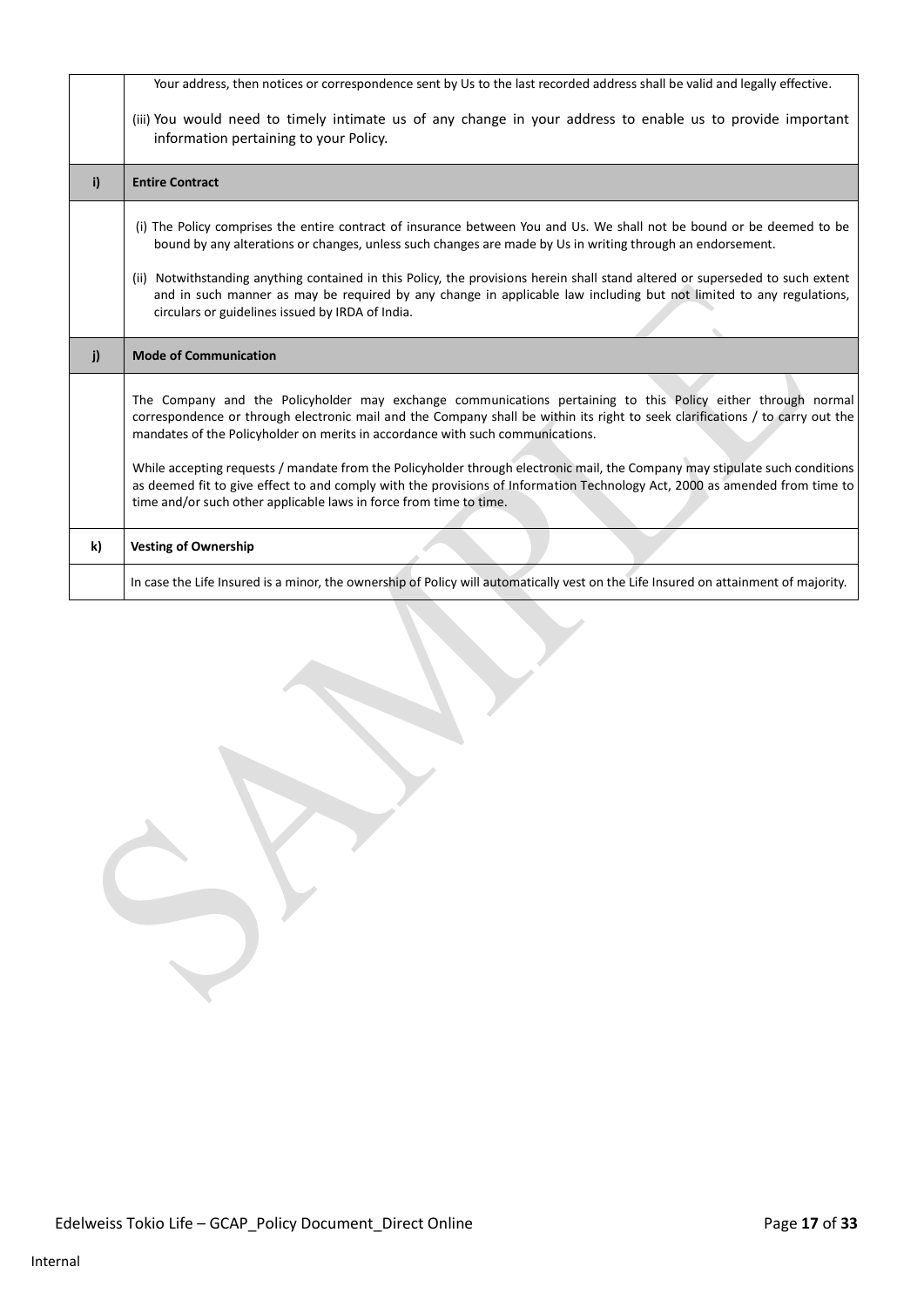| | |
|---|---|
| | Your address, then notices or correspondence sent by Us to the last recorded address shall be valid and legally effective.<br><br>(iii) You would need to timely intimate us of any change in your address to enable us to provide important information pertaining to your Policy. |
| **i)** | **Entire Contract** |
| | (i) The Policy comprises the entire contract of insurance between You and Us. We shall not be bound or be deemed to be bound by any alterations or changes, unless such changes are made by Us in writing through an endorsement.<br><br>(ii) Notwithstanding anything contained in this Policy, the provisions herein shall stand altered or superseded to such extent and in such manner as may be required by any change in applicable law including but not limited to any regulations, circulars or guidelines issued by IRDA of India. |
| **j)** | **Mode of Communication** |
| | The Company and the Policyholder may exchange communications pertaining to this Policy either through normal correspondence or through electronic mail and the Company shall be within its right to seek clarifications / to carry out the mandates of the Policyholder on merits in accordance with such communications.<br><br>While accepting requests / mandate from the Policyholder through electronic mail, the Company may stipulate such conditions as deemed fit to give effect to and comply with the provisions of Information Technology Act, 2000 as amended from time to time and/or such other applicable laws in force from time to time. |
| **k)** | **Vesting of Ownership** |
| | In case the Life Insured is a minor, the ownership of Policy will automatically vest on the Life Insured on attainment of majority. |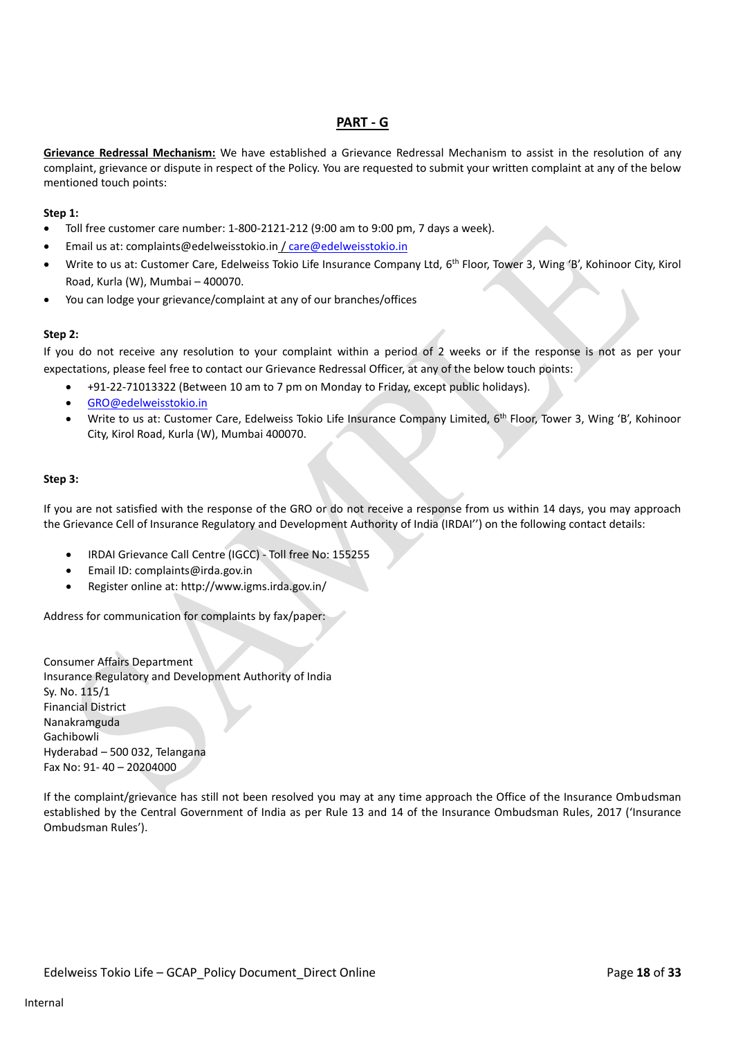## PART - G

**Grievance Redressal Mechanism:** We have established a Grievance Redressal Mechanism to assist in the resolution of any complaint, grievance or dispute in respect of the Policy. You are requested to submit your written complaint at any of the below mentioned touch points:

**Step 1:**

- Toll free customer care number: 1-800-2121-212 (9:00 am to 9:00 pm, 7 days a week).
- Email us at: complaints@edelweisstokio.in / care@edelweisstokio.in
- Write to us at: Customer Care, Edelweiss Tokio Life Insurance Company Ltd, 6th Floor, Tower 3, Wing 'B', Kohinoor City, Kirol Road, Kurla (W), Mumbai – 400070.
- You can lodge your grievance/complaint at any of our branches/offices

**Step 2:**

If you do not receive any resolution to your complaint within a period of 2 weeks or if the response is not as per your expectations, please feel free to contact our Grievance Redressal Officer, at any of the below touch points:

- +91-22-71013322 (Between 10 am to 7 pm on Monday to Friday, except public holidays).
- GRO@edelweisstokio.in
- Write to us at: Customer Care, Edelweiss Tokio Life Insurance Company Limited, 6th Floor, Tower 3, Wing 'B', Kohinoor City, Kirol Road, Kurla (W), Mumbai 400070.

**Step 3:**

If you are not satisfied with the response of the GRO or do not receive a response from us within 14 days, you may approach the Grievance Cell of Insurance Regulatory and Development Authority of India (IRDAI'') on the following contact details:

- IRDAI Grievance Call Centre (IGCC) - Toll free No: 155255
- Email ID: complaints@irda.gov.in
- Register online at: http://www.igms.irda.gov.in/

Address for communication for complaints by fax/paper:

Consumer Affairs Department
Insurance Regulatory and Development Authority of India
Sy. No. 115/1
Financial District
Nanakramguda
Gachibowli
Hyderabad – 500 032, Telangana
Fax No: 91- 40 – 20204000

If the complaint/grievance has still not been resolved you may at any time approach the Office of the Insurance Ombudsman established by the Central Government of India as per Rule 13 and 14 of the Insurance Ombudsman Rules, 2017 ('Insurance Ombudsman Rules').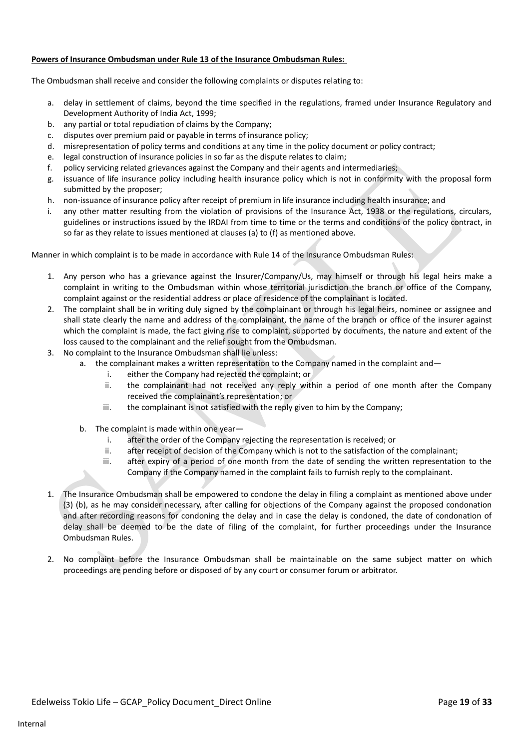**Powers of Insurance Ombudsman under Rule 13 of the Insurance Ombudsman Rules:**

The Ombudsman shall receive and consider the following complaints or disputes relating to:

a. delay in settlement of claims, beyond the time specified in the regulations, framed under Insurance Regulatory and Development Authority of India Act, 1999;
b. any partial or total repudiation of claims by the Company;
c. disputes over premium paid or payable in terms of insurance policy;
d. misrepresentation of policy terms and conditions at any time in the policy document or policy contract;
e. legal construction of insurance policies in so far as the dispute relates to claim;
f. policy servicing related grievances against the Company and their agents and intermediaries;
g. issuance of life insurance policy including health insurance policy which is not in conformity with the proposal form submitted by the proposer;
h. non-issuance of insurance policy after receipt of premium in life insurance including health insurance; and
i. any other matter resulting from the violation of provisions of the Insurance Act, 1938 or the regulations, circulars, guidelines or instructions issued by the IRDAI from time to time or the terms and conditions of the policy contract, in so far as they relate to issues mentioned at clauses (a) to (f) as mentioned above.

Manner in which complaint is to be made in accordance with Rule 14 of the Insurance Ombudsman Rules:

1. Any person who has a grievance against the Insurer/Company/Us, may himself or through his legal heirs make a complaint in writing to the Ombudsman within whose territorial jurisdiction the branch or office of the Company, complaint against or the residential address or place of residence of the complainant is located.
2. The complaint shall be in writing duly signed by the complainant or through his legal heirs, nominee or assignee and shall state clearly the name and address of the complainant, the name of the branch or office of the insurer against which the complaint is made, the fact giving rise to complaint, supported by documents, the nature and extent of the loss caused to the complainant and the relief sought from the Ombudsman.
3. No complaint to the Insurance Ombudsman shall lie unless:
    a. the complainant makes a written representation to the Company named in the complaint and—
        i. either the Company had rejected the complaint; or
        ii. the complainant had not received any reply within a period of one month after the Company received the complainant's representation; or
        iii. the complainant is not satisfied with the reply given to him by the Company;
    b. The complaint is made within one year—
        i. after the order of the Company rejecting the representation is received; or
        ii. after receipt of decision of the Company which is not to the satisfaction of the complainant;
        iii. after expiry of a period of one month from the date of sending the written representation to the Company if the Company named in the complaint fails to furnish reply to the complainant.

1. The Insurance Ombudsman shall be empowered to condone the delay in filing a complaint as mentioned above under (3) (b), as he may consider necessary, after calling for objections of the Company against the proposed condonation and after recording reasons for condoning the delay and in case the delay is condoned, the date of condonation of delay shall be deemed to be the date of filing of the complaint, for further proceedings under the Insurance Ombudsman Rules.

2. No complaint before the Insurance Ombudsman shall be maintainable on the same subject matter on which proceedings are pending before or disposed of by any court or consumer forum or arbitrator.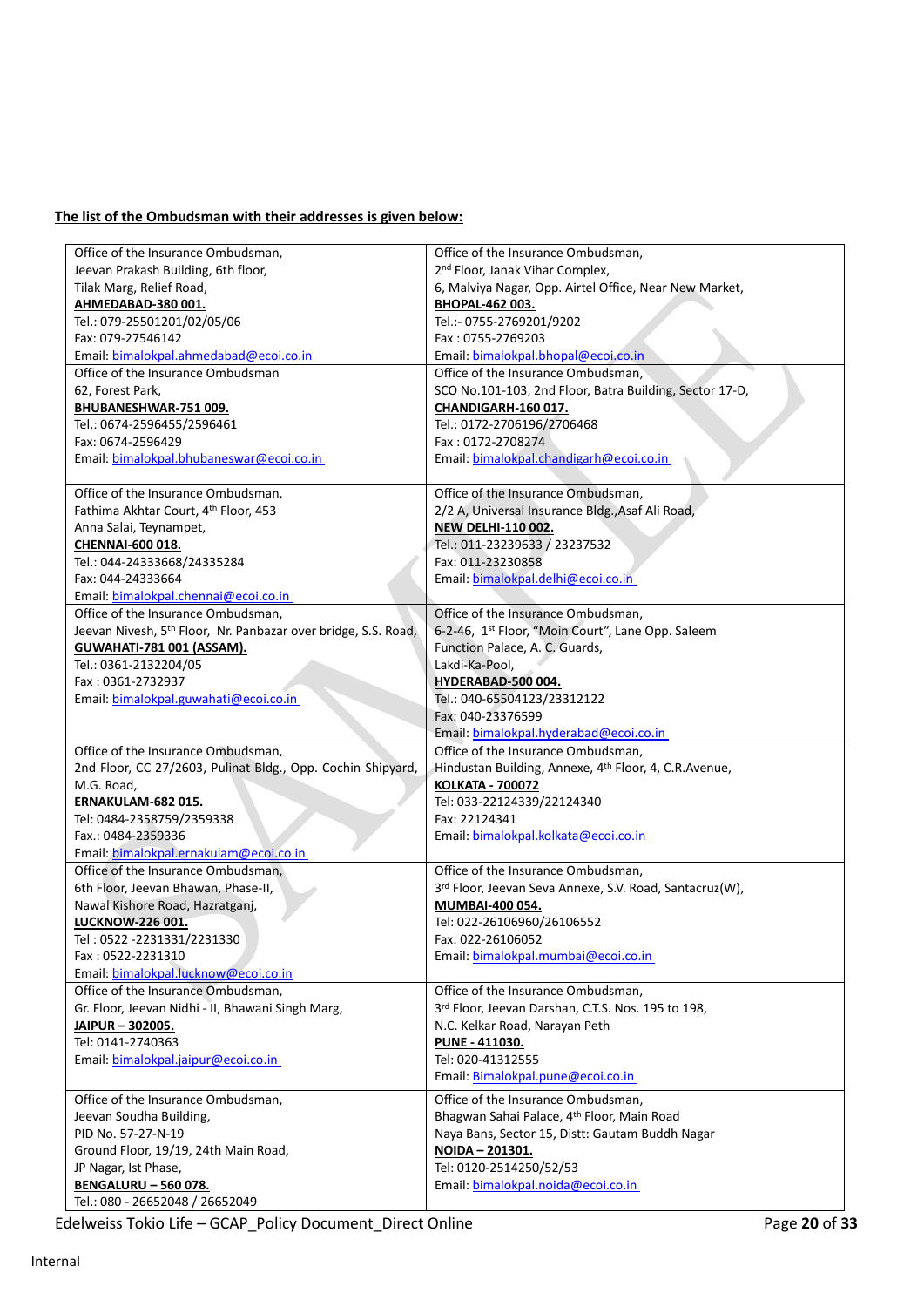**The list of the Ombudsman with their addresses is given below:**

| | |
|---|---|
| Office of the Insurance Ombudsman,<br>Jeevan Prakash Building, 6th floor,<br>Tilak Marg, Relief Road,<br>**AHMEDABAD-380 001.**<br>Tel.: 079-25501201/02/05/06<br>Fax: 079-27546142<br>Email: bimalokpal.ahmedabad@ecoi.co.in | Office of the Insurance Ombudsman,<br>2nd Floor, Janak Vihar Complex,<br>6, Malviya Nagar, Opp. Airtel Office, Near New Market,<br>**BHOPAL-462 003.**<br>Tel.:- 0755-2769201/9202<br>Fax : 0755-2769203<br>Email: bimalokpal.bhopal@ecoi.co.in |
| Office of the Insurance Ombudsman<br>62, Forest Park,<br>**BHUBANESHWAR-751 009.**<br>Tel.: 0674-2596455/2596461<br>Fax: 0674-2596429<br>Email: bimalokpal.bhubaneswar@ecoi.co.in | Office of the Insurance Ombudsman,<br>SCO No.101-103, 2nd Floor, Batra Building, Sector 17-D,<br>**CHANDIGARH-160 017.**<br>Tel.: 0172-2706196/2706468<br>Fax : 0172-2708274<br>Email: bimalokpal.chandigarh@ecoi.co.in |
| Office of the Insurance Ombudsman,<br>Fathima Akhtar Court, 4th Floor, 453<br>Anna Salai, Teynampet,<br>**CHENNAI-600 018.**<br>Tel.: 044-24333668/24335284<br>Fax: 044-24333664<br>Email: bimalokpal.chennai@ecoi.co.in | Office of the Insurance Ombudsman,<br>2/2 A, Universal Insurance Bldg.,Asaf Ali Road,<br>**NEW DELHI-110 002.**<br>Tel.: 011-23239633 / 23237532<br>Fax: 011-23230858<br>Email: bimalokpal.delhi@ecoi.co.in |
| Office of the Insurance Ombudsman,<br>Jeevan Nivesh, 5th Floor, Nr. Panbazar over bridge, S.S. Road,<br>**GUWAHATI-781 001 (ASSAM).**<br>Tel.: 0361-2132204/05<br>Fax : 0361-2732937<br>Email: bimalokpal.guwahati@ecoi.co.in | Office of the Insurance Ombudsman,<br>6-2-46, 1st Floor, "Moin Court", Lane Opp. Saleem Function Palace, A. C. Guards,<br>Lakdi-Ka-Pool,<br>**HYDERABAD-500 004.**<br>Tel.: 040-65504123/23312122<br>Fax: 040-23376599<br>Email: bimalokpal.hyderabad@ecoi.co.in |
| Office of the Insurance Ombudsman,<br>2nd Floor, CC 27/2603, Pulinat Bldg., Opp. Cochin Shipyard, M.G. Road,<br>**ERNAKULAM-682 015.**<br>Tel: 0484-2358759/2359338<br>Fax.: 0484-2359336<br>Email: bimalokpal.ernakulam@ecoi.co.in | Office of the Insurance Ombudsman,<br>Hindustan Building, Annexe, 4th Floor, 4, C.R.Avenue,<br>**KOLKATA - 700072**<br>Tel: 033-22124339/22124340<br>Fax: 22124341<br>Email: bimalokpal.kolkata@ecoi.co.in |
| Office of the Insurance Ombudsman,<br>6th Floor, Jeevan Bhawan, Phase-II,<br>Nawal Kishore Road, Hazratganj,<br>**LUCKNOW-226 001.**<br>Tel : 0522 -2231331/2231330<br>Fax : 0522-2231310<br>Email: bimalokpal.lucknow@ecoi.co.in | Office of the Insurance Ombudsman,<br>3rd Floor, Jeevan Seva Annexe, S.V. Road, Santacruz(W),<br>**MUMBAI-400 054.**<br>Tel: 022-26106960/26106552<br>Fax: 022-26106052<br>Email: bimalokpal.mumbai@ecoi.co.in |
| Office of the Insurance Ombudsman,<br>Gr. Floor, Jeevan Nidhi - II, Bhawani Singh Marg,<br>**JAIPUR – 302005.**<br>Tel: 0141-2740363<br>Email: bimalokpal.jaipur@ecoi.co.in | Office of the Insurance Ombudsman,<br>3rd Floor, Jeevan Darshan, C.T.S. Nos. 195 to 198,<br>N.C. Kelkar Road, Narayan Peth<br>**PUNE - 411030.**<br>Tel: 020-41312555<br>Email: Bimalokpal.pune@ecoi.co.in |
| Office of the Insurance Ombudsman,<br>Jeevan Soudha Building,<br>PID No. 57-27-N-19<br>Ground Floor, 19/19, 24th Main Road,<br>JP Nagar, Ist Phase,<br>**BENGALURU – 560 078.**<br>Tel.: 080 - 26652048 / 26652049 | Office of the Insurance Ombudsman,<br>Bhagwan Sahai Palace, 4th Floor, Main Road<br>Naya Bans, Sector 15, Distt: Gautam Buddh Nagar<br>**NOIDA – 201301.**<br>Tel: 0120-2514250/52/53<br>Email: bimalokpal.noida@ecoi.co.in |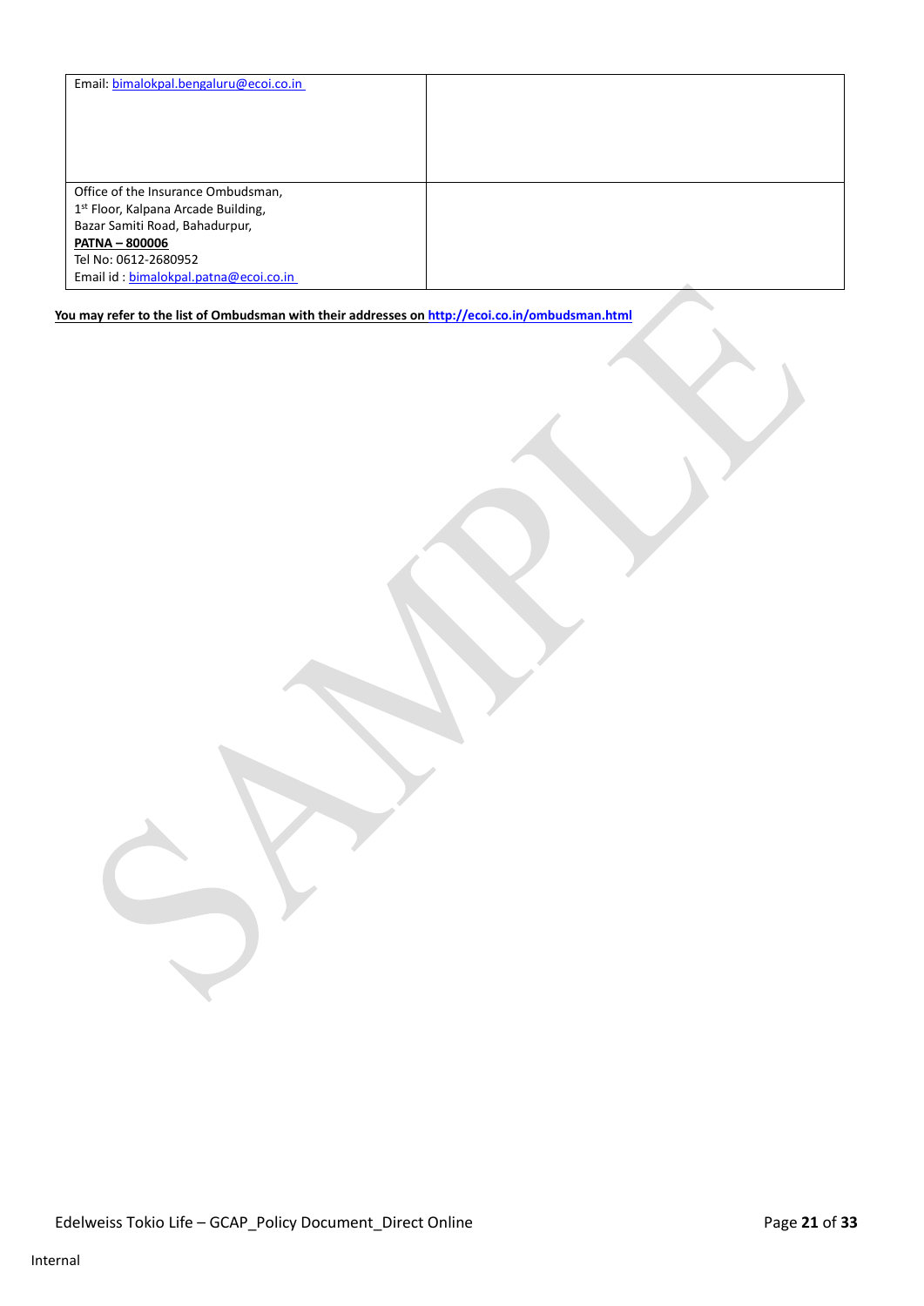| | |
|---|---|
| Email: bimalokpal.bengaluru@ecoi.co.in | |
| Office of the Insurance Ombudsman,<br>1st Floor, Kalpana Arcade Building,<br>Bazar Samiti Road, Bahadurpur,<br>**PATNA – 800006**<br>Tel No: 0612-2680952<br>Email id : bimalokpal.patna@ecoi.co.in | |

**You may refer to the list of Ombudsman with their addresses on http://ecoi.co.in/ombudsman.html**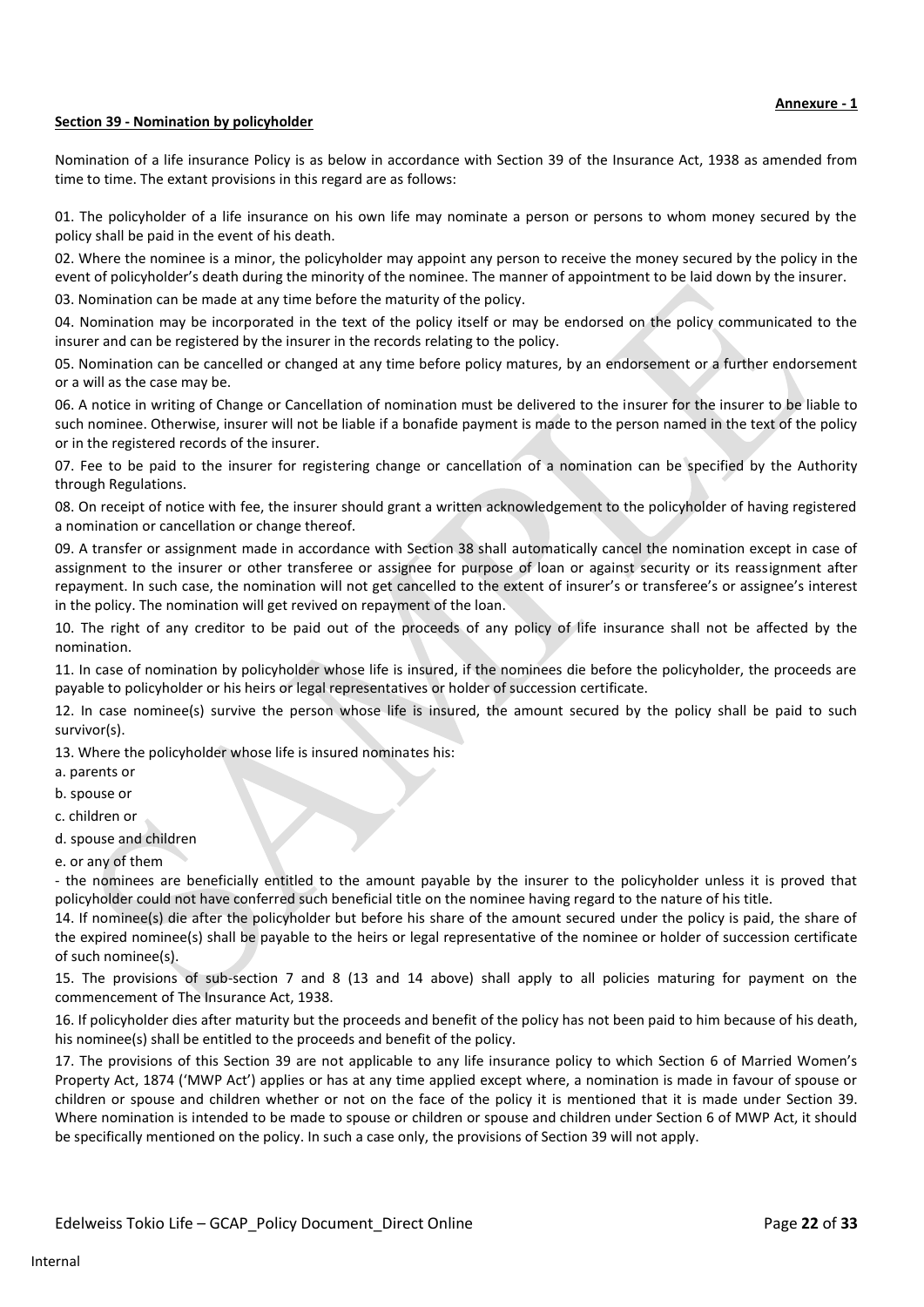**Annexure - 1**

## Section 39 - Nomination by policyholder

Nomination of a life insurance Policy is as below in accordance with Section 39 of the Insurance Act, 1938 as amended from time to time. The extant provisions in this regard are as follows:

01. The policyholder of a life insurance on his own life may nominate a person or persons to whom money secured by the policy shall be paid in the event of his death.

02. Where the nominee is a minor, the policyholder may appoint any person to receive the money secured by the policy in the event of policyholder's death during the minority of the nominee. The manner of appointment to be laid down by the insurer.

03. Nomination can be made at any time before the maturity of the policy.

04. Nomination may be incorporated in the text of the policy itself or may be endorsed on the policy communicated to the insurer and can be registered by the insurer in the records relating to the policy.

05. Nomination can be cancelled or changed at any time before policy matures, by an endorsement or a further endorsement or a will as the case may be.

06. A notice in writing of Change or Cancellation of nomination must be delivered to the insurer for the insurer to be liable to such nominee. Otherwise, insurer will not be liable if a bonafide payment is made to the person named in the text of the policy or in the registered records of the insurer.

07. Fee to be paid to the insurer for registering change or cancellation of a nomination can be specified by the Authority through Regulations.

08. On receipt of notice with fee, the insurer should grant a written acknowledgement to the policyholder of having registered a nomination or cancellation or change thereof.

09. A transfer or assignment made in accordance with Section 38 shall automatically cancel the nomination except in case of assignment to the insurer or other transferee or assignee for purpose of loan or against security or its reassignment after repayment. In such case, the nomination will not get cancelled to the extent of insurer's or transferee's or assignee's interest in the policy. The nomination will get revived on repayment of the loan.

10. The right of any creditor to be paid out of the proceeds of any policy of life insurance shall not be affected by the nomination.

11. In case of nomination by policyholder whose life is insured, if the nominees die before the policyholder, the proceeds are payable to policyholder or his heirs or legal representatives or holder of succession certificate.

12. In case nominee(s) survive the person whose life is insured, the amount secured by the policy shall be paid to such survivor(s).

13. Where the policyholder whose life is insured nominates his:

a. parents or

b. spouse or

c. children or

d. spouse and children

e. or any of them

- the nominees are beneficially entitled to the amount payable by the insurer to the policyholder unless it is proved that policyholder could not have conferred such beneficial title on the nominee having regard to the nature of his title.

14. If nominee(s) die after the policyholder but before his share of the amount secured under the policy is paid, the share of the expired nominee(s) shall be payable to the heirs or legal representative of the nominee or holder of succession certificate of such nominee(s).

15. The provisions of sub-section 7 and 8 (13 and 14 above) shall apply to all policies maturing for payment on the commencement of The Insurance Act, 1938.

16. If policyholder dies after maturity but the proceeds and benefit of the policy has not been paid to him because of his death, his nominee(s) shall be entitled to the proceeds and benefit of the policy.

17. The provisions of this Section 39 are not applicable to any life insurance policy to which Section 6 of Married Women's Property Act, 1874 ('MWP Act') applies or has at any time applied except where, a nomination is made in favour of spouse or children or spouse and children whether or not on the face of the policy it is mentioned that it is made under Section 39. Where nomination is intended to be made to spouse or children or spouse and children under Section 6 of MWP Act, it should be specifically mentioned on the policy. In such a case only, the provisions of Section 39 will not apply.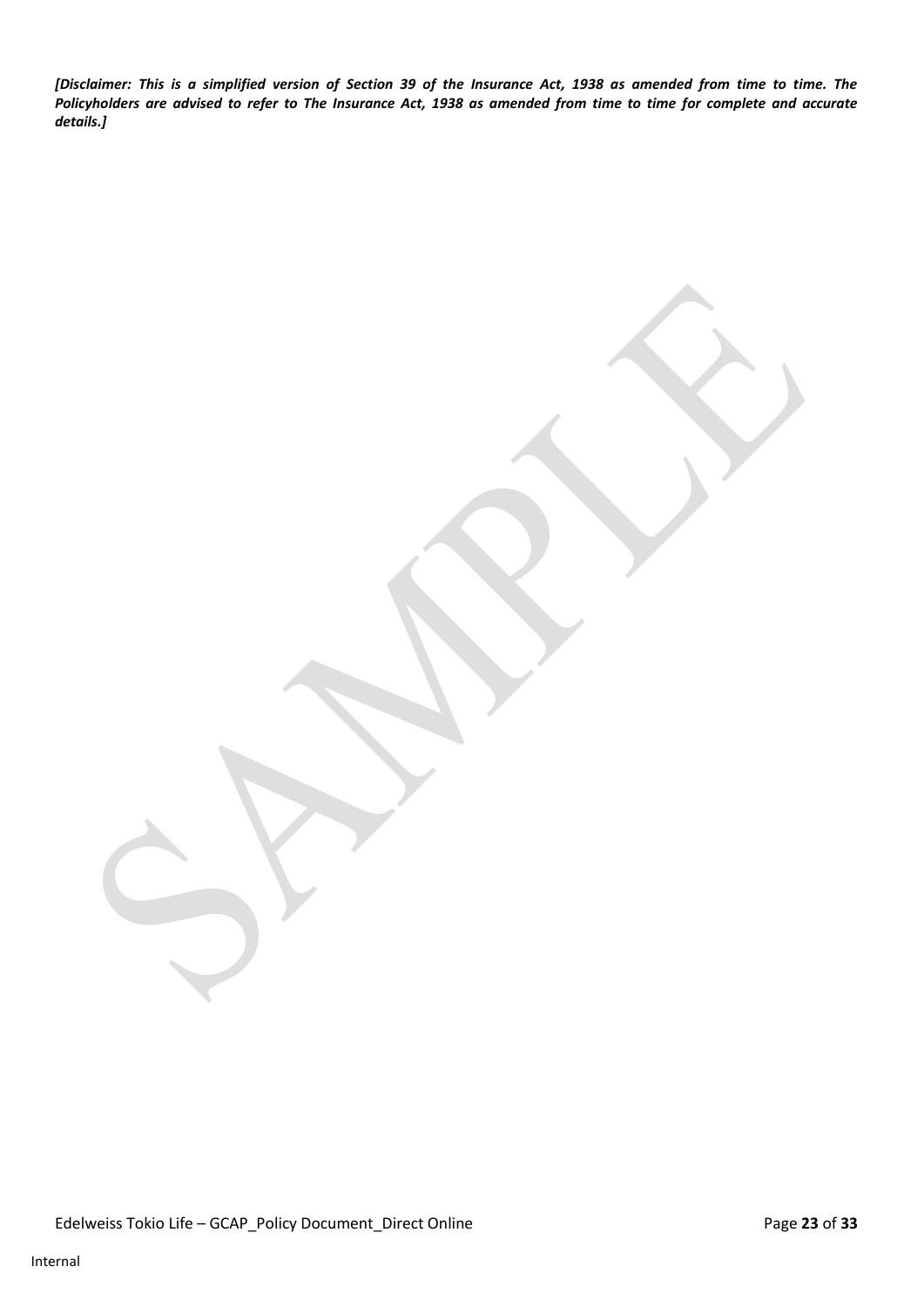***[Disclaimer: This is a simplified version of Section 39 of the Insurance Act, 1938 as amended from time to time. The Policyholders are advised to refer to The Insurance Act, 1938 as amended from time to time for complete and accurate details.]***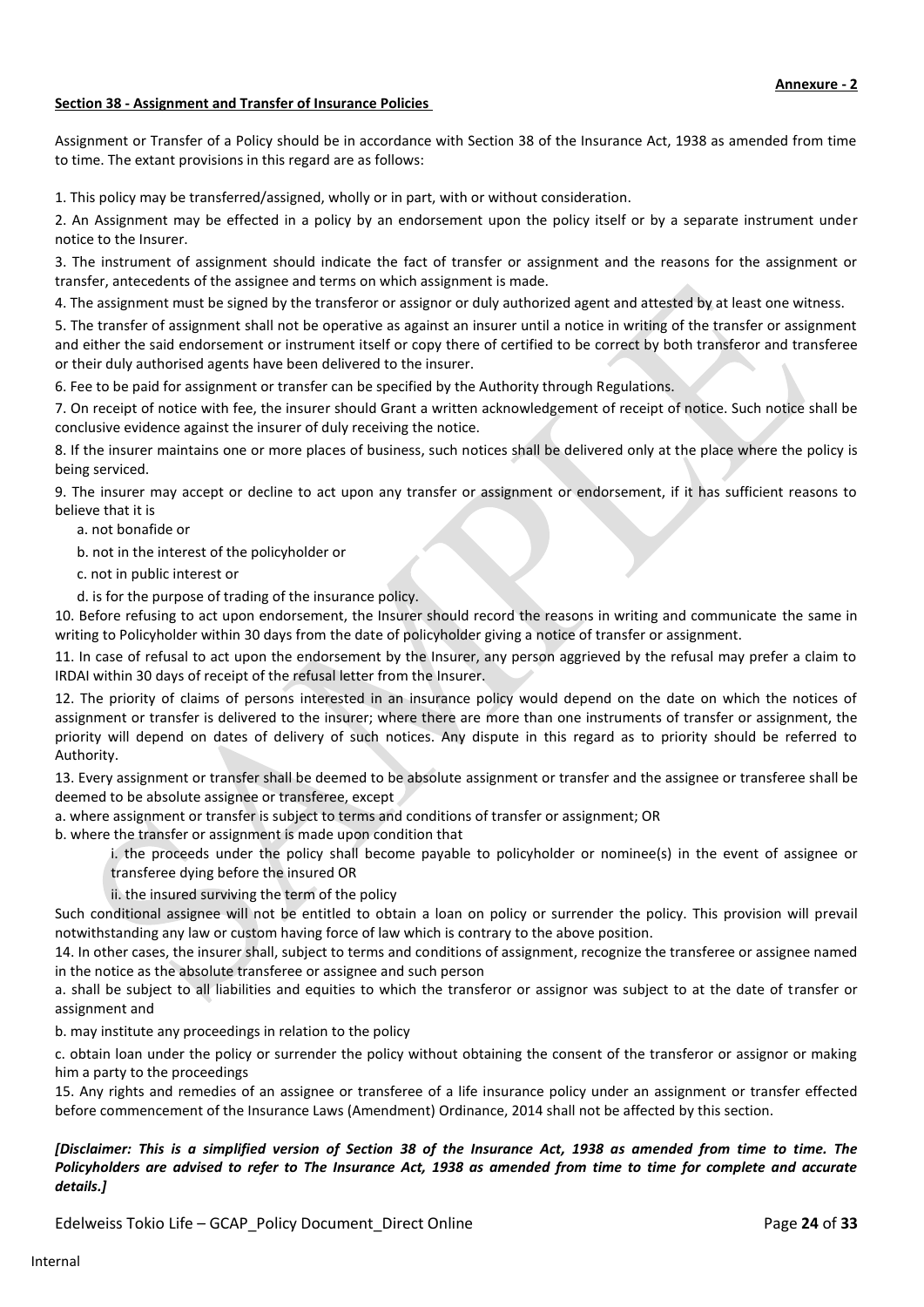**Annexure - 2**

**Section 38 - Assignment and Transfer of Insurance Policies**

Assignment or Transfer of a Policy should be in accordance with Section 38 of the Insurance Act, 1938 as amended from time to time. The extant provisions in this regard are as follows:

1. This policy may be transferred/assigned, wholly or in part, with or without consideration.
2. An Assignment may be effected in a policy by an endorsement upon the policy itself or by a separate instrument under notice to the Insurer.
3. The instrument of assignment should indicate the fact of transfer or assignment and the reasons for the assignment or transfer, antecedents of the assignee and terms on which assignment is made.
4. The assignment must be signed by the transferor or assignor or duly authorized agent and attested by at least one witness.
5. The transfer of assignment shall not be operative as against an insurer until a notice in writing of the transfer or assignment and either the said endorsement or instrument itself or copy there of certified to be correct by both transferor and transferee or their duly authorised agents have been delivered to the insurer.
6. Fee to be paid for assignment or transfer can be specified by the Authority through Regulations.
7. On receipt of notice with fee, the insurer should Grant a written acknowledgement of receipt of notice. Such notice shall be conclusive evidence against the insurer of duly receiving the notice.
8. If the insurer maintains one or more places of business, such notices shall be delivered only at the place where the policy is being serviced.
9. The insurer may accept or decline to act upon any transfer or assignment or endorsement, if it has sufficient reasons to believe that it is
   a. not bonafide or
   b. not in the interest of the policyholder or
   c. not in public interest or
   d. is for the purpose of trading of the insurance policy.
10. Before refusing to act upon endorsement, the Insurer should record the reasons in writing and communicate the same in writing to Policyholder within 30 days from the date of policyholder giving a notice of transfer or assignment.
11. In case of refusal to act upon the endorsement by the Insurer, any person aggrieved by the refusal may prefer a claim to IRDAI within 30 days of receipt of the refusal letter from the Insurer.
12. The priority of claims of persons interested in an insurance policy would depend on the date on which the notices of assignment or transfer is delivered to the insurer; where there are more than one instruments of transfer or assignment, the priority will depend on dates of delivery of such notices. Any dispute in this regard as to priority should be referred to Authority.
13. Every assignment or transfer shall be deemed to be absolute assignment or transfer and the assignee or transferee shall be deemed to be absolute assignee or transferee, except

a. where assignment or transfer is subject to terms and conditions of transfer or assignment; OR

b. where the transfer or assignment is made upon condition that

   i. the proceeds under the policy shall become payable to policyholder or nominee(s) in the event of assignee or transferee dying before the insured OR

   ii. the insured surviving the term of the policy

Such conditional assignee will not be entitled to obtain a loan on policy or surrender the policy. This provision will prevail notwithstanding any law or custom having force of law which is contrary to the above position.

14. In other cases, the insurer shall, subject to terms and conditions of assignment, recognize the transferee or assignee named in the notice as the absolute transferee or assignee and such person

a. shall be subject to all liabilities and equities to which the transferor or assignor was subject to at the date of transfer or assignment and

b. may institute any proceedings in relation to the policy

c. obtain loan under the policy or surrender the policy without obtaining the consent of the transferor or assignor or making him a party to the proceedings

15. Any rights and remedies of an assignee or transferee of a life insurance policy under an assignment or transfer effected before commencement of the Insurance Laws (Amendment) Ordinance, 2014 shall not be affected by this section.

***[Disclaimer: This is a simplified version of Section 38 of the Insurance Act, 1938 as amended from time to time. The Policyholders are advised to refer to The Insurance Act, 1938 as amended from time to time for complete and accurate details.]***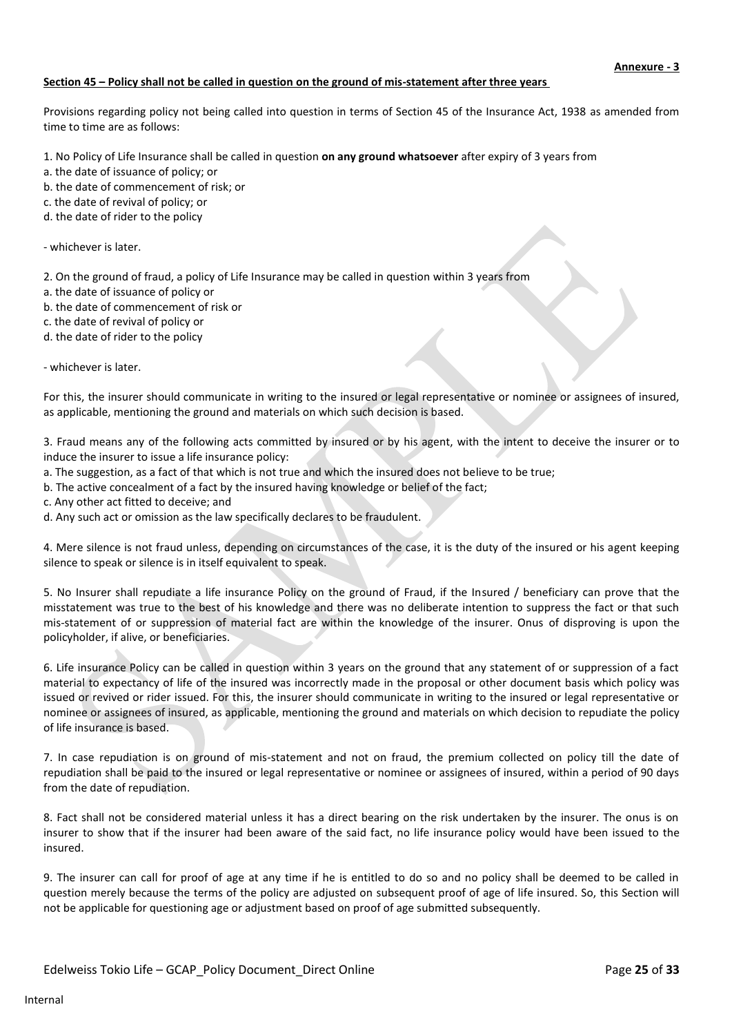**Annexure - 3**

**Section 45 – Policy shall not be called in question on the ground of mis-statement after three years**

Provisions regarding policy not being called into question in terms of Section 45 of the Insurance Act, 1938 as amended from time to time are as follows:

1. No Policy of Life Insurance shall be called in question **on any ground whatsoever** after expiry of 3 years from
a. the date of issuance of policy; or
b. the date of commencement of risk; or
c. the date of revival of policy; or
d. the date of rider to the policy

- whichever is later.

2. On the ground of fraud, a policy of Life Insurance may be called in question within 3 years from
a. the date of issuance of policy or
b. the date of commencement of risk or
c. the date of revival of policy or
d. the date of rider to the policy

- whichever is later.

For this, the insurer should communicate in writing to the insured or legal representative or nominee or assignees of insured, as applicable, mentioning the ground and materials on which such decision is based.

3. Fraud means any of the following acts committed by insured or by his agent, with the intent to deceive the insurer or to induce the insurer to issue a life insurance policy:
a. The suggestion, as a fact of that which is not true and which the insured does not believe to be true;
b. The active concealment of a fact by the insured having knowledge or belief of the fact;
c. Any other act fitted to deceive; and
d. Any such act or omission as the law specifically declares to be fraudulent.

4. Mere silence is not fraud unless, depending on circumstances of the case, it is the duty of the insured or his agent keeping silence to speak or silence is in itself equivalent to speak.

5. No Insurer shall repudiate a life insurance Policy on the ground of Fraud, if the Insured / beneficiary can prove that the misstatement was true to the best of his knowledge and there was no deliberate intention to suppress the fact or that such mis-statement of or suppression of material fact are within the knowledge of the insurer. Onus of disproving is upon the policyholder, if alive, or beneficiaries.

6. Life insurance Policy can be called in question within 3 years on the ground that any statement of or suppression of a fact material to expectancy of life of the insured was incorrectly made in the proposal or other document basis which policy was issued or revived or rider issued. For this, the insurer should communicate in writing to the insured or legal representative or nominee or assignees of insured, as applicable, mentioning the ground and materials on which decision to repudiate the policy of life insurance is based.

7. In case repudiation is on ground of mis-statement and not on fraud, the premium collected on policy till the date of repudiation shall be paid to the insured or legal representative or nominee or assignees of insured, within a period of 90 days from the date of repudiation.

8. Fact shall not be considered material unless it has a direct bearing on the risk undertaken by the insurer. The onus is on insurer to show that if the insurer had been aware of the said fact, no life insurance policy would have been issued to the insured.

9. The insurer can call for proof of age at any time if he is entitled to do so and no policy shall be deemed to be called in question merely because the terms of the policy are adjusted on subsequent proof of age of life insured. So, this Section will not be applicable for questioning age or adjustment based on proof of age submitted subsequently.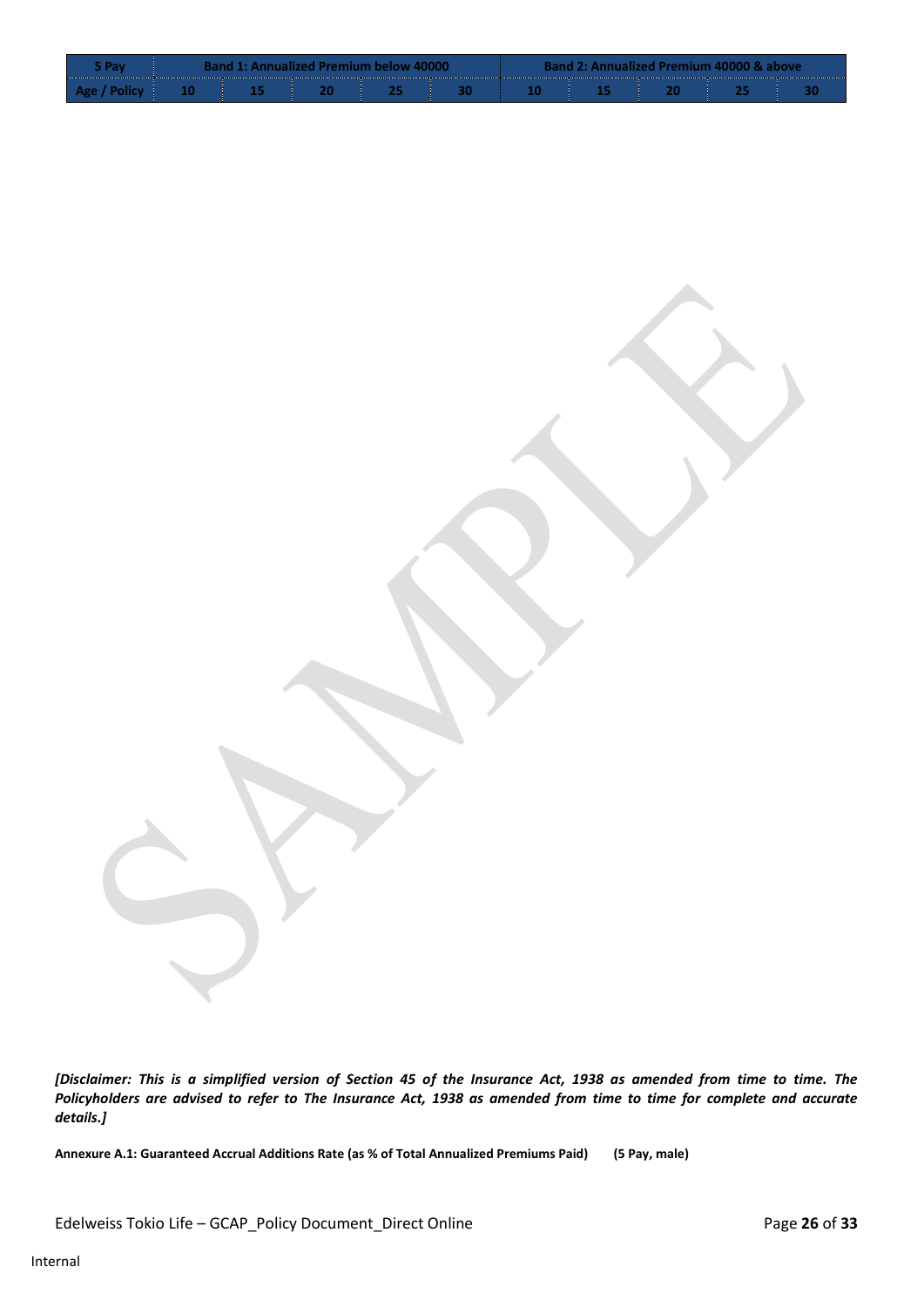| 5 Pay | Band 1: Annualized Premium below 40000 | | | | | Band 2: Annualized Premium 40000 & above | | | | |
|---|---|---|---|---|---|---|---|---|---|---|
| Age / Policy | 10 | 15 | 20 | 25 | 30 | 10 | 15 | 20 | 25 | 30 |

*[Disclaimer: This is a simplified version of Section 45 of the Insurance Act, 1938 as amended from time to time. The Policyholders are advised to refer to The Insurance Act, 1938 as amended from time to time for complete and accurate details.]*

**Annexure A.1: Guaranteed Accrual Additions Rate (as % of Total Annualized Premiums Paid) (5 Pay, male)**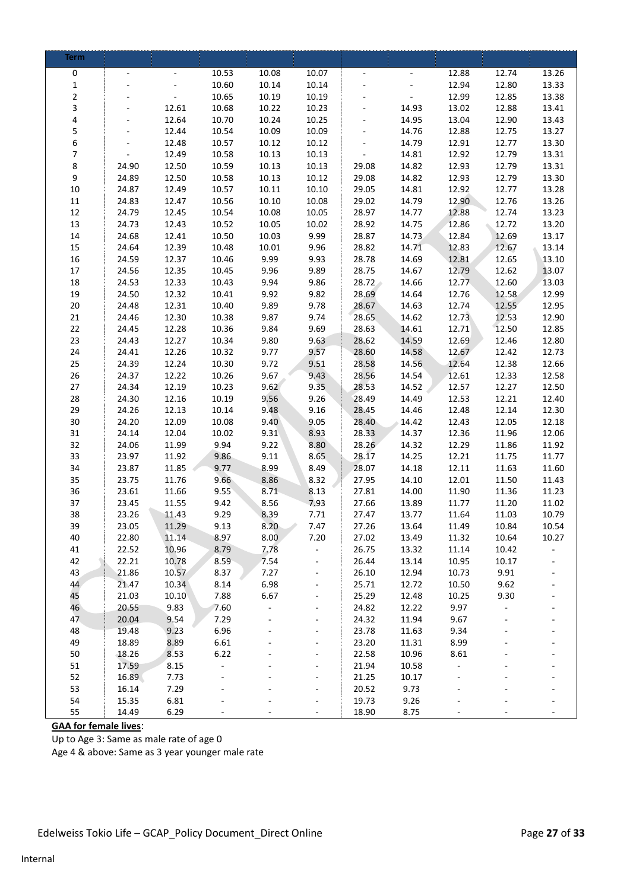| Term | | | | | | | | | | |
|---|---|---|---|---|---|---|---|---|---|---|
| 0 | - | - | 10.53 | 10.08 | 10.07 | - | - | 12.88 | 12.74 | 13.26 |
| 1 | - | - | 10.60 | 10.14 | 10.14 | - | - | 12.94 | 12.80 | 13.33 |
| 2 | - | - | 10.65 | 10.19 | 10.19 | - | - | 12.99 | 12.85 | 13.38 |
| 3 | - | 12.61 | 10.68 | 10.22 | 10.23 | - | 14.93 | 13.02 | 12.88 | 13.41 |
| 4 | - | 12.64 | 10.70 | 10.24 | 10.25 | - | 14.95 | 13.04 | 12.90 | 13.43 |
| 5 | - | 12.44 | 10.54 | 10.09 | 10.09 | - | 14.76 | 12.88 | 12.75 | 13.27 |
| 6 | - | 12.48 | 10.57 | 10.12 | 10.12 | - | 14.79 | 12.91 | 12.77 | 13.30 |
| 7 | - | 12.49 | 10.58 | 10.13 | 10.13 | - | 14.81 | 12.92 | 12.79 | 13.31 |
| 8 | 24.90 | 12.50 | 10.59 | 10.13 | 10.13 | 29.08 | 14.82 | 12.93 | 12.79 | 13.31 |
| 9 | 24.89 | 12.50 | 10.58 | 10.13 | 10.12 | 29.08 | 14.82 | 12.93 | 12.79 | 13.30 |
| 10 | 24.87 | 12.49 | 10.57 | 10.11 | 10.10 | 29.05 | 14.81 | 12.92 | 12.77 | 13.28 |
| 11 | 24.83 | 12.47 | 10.56 | 10.10 | 10.08 | 29.02 | 14.79 | 12.90 | 12.76 | 13.26 |
| 12 | 24.79 | 12.45 | 10.54 | 10.08 | 10.05 | 28.97 | 14.77 | 12.88 | 12.74 | 13.23 |
| 13 | 24.73 | 12.43 | 10.52 | 10.05 | 10.02 | 28.92 | 14.75 | 12.86 | 12.72 | 13.20 |
| 14 | 24.68 | 12.41 | 10.50 | 10.03 | 9.99 | 28.87 | 14.73 | 12.84 | 12.69 | 13.17 |
| 15 | 24.64 | 12.39 | 10.48 | 10.01 | 9.96 | 28.82 | 14.71 | 12.83 | 12.67 | 13.14 |
| 16 | 24.59 | 12.37 | 10.46 | 9.99 | 9.93 | 28.78 | 14.69 | 12.81 | 12.65 | 13.10 |
| 17 | 24.56 | 12.35 | 10.45 | 9.96 | 9.89 | 28.75 | 14.67 | 12.79 | 12.62 | 13.07 |
| 18 | 24.53 | 12.33 | 10.43 | 9.94 | 9.86 | 28.72 | 14.66 | 12.77 | 12.60 | 13.03 |
| 19 | 24.50 | 12.32 | 10.41 | 9.92 | 9.82 | 28.69 | 14.64 | 12.76 | 12.58 | 12.99 |
| 20 | 24.48 | 12.31 | 10.40 | 9.89 | 9.78 | 28.67 | 14.63 | 12.74 | 12.55 | 12.95 |
| 21 | 24.46 | 12.30 | 10.38 | 9.87 | 9.74 | 28.65 | 14.62 | 12.73 | 12.53 | 12.90 |
| 22 | 24.45 | 12.28 | 10.36 | 9.84 | 9.69 | 28.63 | 14.61 | 12.71 | 12.50 | 12.85 |
| 23 | 24.43 | 12.27 | 10.34 | 9.80 | 9.63 | 28.62 | 14.59 | 12.69 | 12.46 | 12.80 |
| 24 | 24.41 | 12.26 | 10.32 | 9.77 | 9.57 | 28.60 | 14.58 | 12.67 | 12.42 | 12.73 |
| 25 | 24.39 | 12.24 | 10.30 | 9.72 | 9.51 | 28.58 | 14.56 | 12.64 | 12.38 | 12.66 |
| 26 | 24.37 | 12.22 | 10.26 | 9.67 | 9.43 | 28.56 | 14.54 | 12.61 | 12.33 | 12.58 |
| 27 | 24.34 | 12.19 | 10.23 | 9.62 | 9.35 | 28.53 | 14.52 | 12.57 | 12.27 | 12.50 |
| 28 | 24.30 | 12.16 | 10.19 | 9.56 | 9.26 | 28.49 | 14.49 | 12.53 | 12.21 | 12.40 |
| 29 | 24.26 | 12.13 | 10.14 | 9.48 | 9.16 | 28.45 | 14.46 | 12.48 | 12.14 | 12.30 |
| 30 | 24.20 | 12.09 | 10.08 | 9.40 | 9.05 | 28.40 | 14.42 | 12.43 | 12.05 | 12.18 |
| 31 | 24.14 | 12.04 | 10.02 | 9.31 | 8.93 | 28.33 | 14.37 | 12.36 | 11.96 | 12.06 |
| 32 | 24.06 | 11.99 | 9.94 | 9.22 | 8.80 | 28.26 | 14.32 | 12.29 | 11.86 | 11.92 |
| 33 | 23.97 | 11.92 | 9.86 | 9.11 | 8.65 | 28.17 | 14.25 | 12.21 | 11.75 | 11.77 |
| 34 | 23.87 | 11.85 | 9.77 | 8.99 | 8.49 | 28.07 | 14.18 | 12.11 | 11.63 | 11.60 |
| 35 | 23.75 | 11.76 | 9.66 | 8.86 | 8.32 | 27.95 | 14.10 | 12.01 | 11.50 | 11.43 |
| 36 | 23.61 | 11.66 | 9.55 | 8.71 | 8.13 | 27.81 | 14.00 | 11.90 | 11.36 | 11.23 |
| 37 | 23.45 | 11.55 | 9.42 | 8.56 | 7.93 | 27.66 | 13.89 | 11.77 | 11.20 | 11.02 |
| 38 | 23.26 | 11.43 | 9.29 | 8.39 | 7.71 | 27.47 | 13.77 | 11.64 | 11.03 | 10.79 |
| 39 | 23.05 | 11.29 | 9.13 | 8.20 | 7.47 | 27.26 | 13.64 | 11.49 | 10.84 | 10.54 |
| 40 | 22.80 | 11.14 | 8.97 | 8.00 | 7.20 | 27.02 | 13.49 | 11.32 | 10.64 | 10.27 |
| 41 | 22.52 | 10.96 | 8.79 | 7.78 | - | 26.75 | 13.32 | 11.14 | 10.42 | - |
| 42 | 22.21 | 10.78 | 8.59 | 7.54 | - | 26.44 | 13.14 | 10.95 | 10.17 | - |
| 43 | 21.86 | 10.57 | 8.37 | 7.27 | - | 26.10 | 12.94 | 10.73 | 9.91 | - |
| 44 | 21.47 | 10.34 | 8.14 | 6.98 | - | 25.71 | 12.72 | 10.50 | 9.62 | - |
| 45 | 21.03 | 10.10 | 7.88 | 6.67 | - | 25.29 | 12.48 | 10.25 | 9.30 | - |
| 46 | 20.55 | 9.83 | 7.60 | - | - | 24.82 | 12.22 | 9.97 | - | - |
| 47 | 20.04 | 9.54 | 7.29 | - | - | 24.32 | 11.94 | 9.67 | - | - |
| 48 | 19.48 | 9.23 | 6.96 | - | - | 23.78 | 11.63 | 9.34 | - | - |
| 49 | 18.89 | 8.89 | 6.61 | - | - | 23.20 | 11.31 | 8.99 | - | - |
| 50 | 18.26 | 8.53 | 6.22 | - | - | 22.58 | 10.96 | 8.61 | - | - |
| 51 | 17.59 | 8.15 | - | - | - | 21.94 | 10.58 | - | - | - |
| 52 | 16.89 | 7.73 | - | - | - | 21.25 | 10.17 | - | - | - |
| 53 | 16.14 | 7.29 | - | - | - | 20.52 | 9.73 | - | - | - |
| 54 | 15.35 | 6.81 | - | - | - | 19.73 | 9.26 | - | - | - |
| 55 | 14.49 | 6.29 | - | - | - | 18.90 | 8.75 | - | - | - |

**GAA for female lives**:

Up to Age 3: Same as male rate of age 0

Age 4 & above: Same as 3 year younger male rate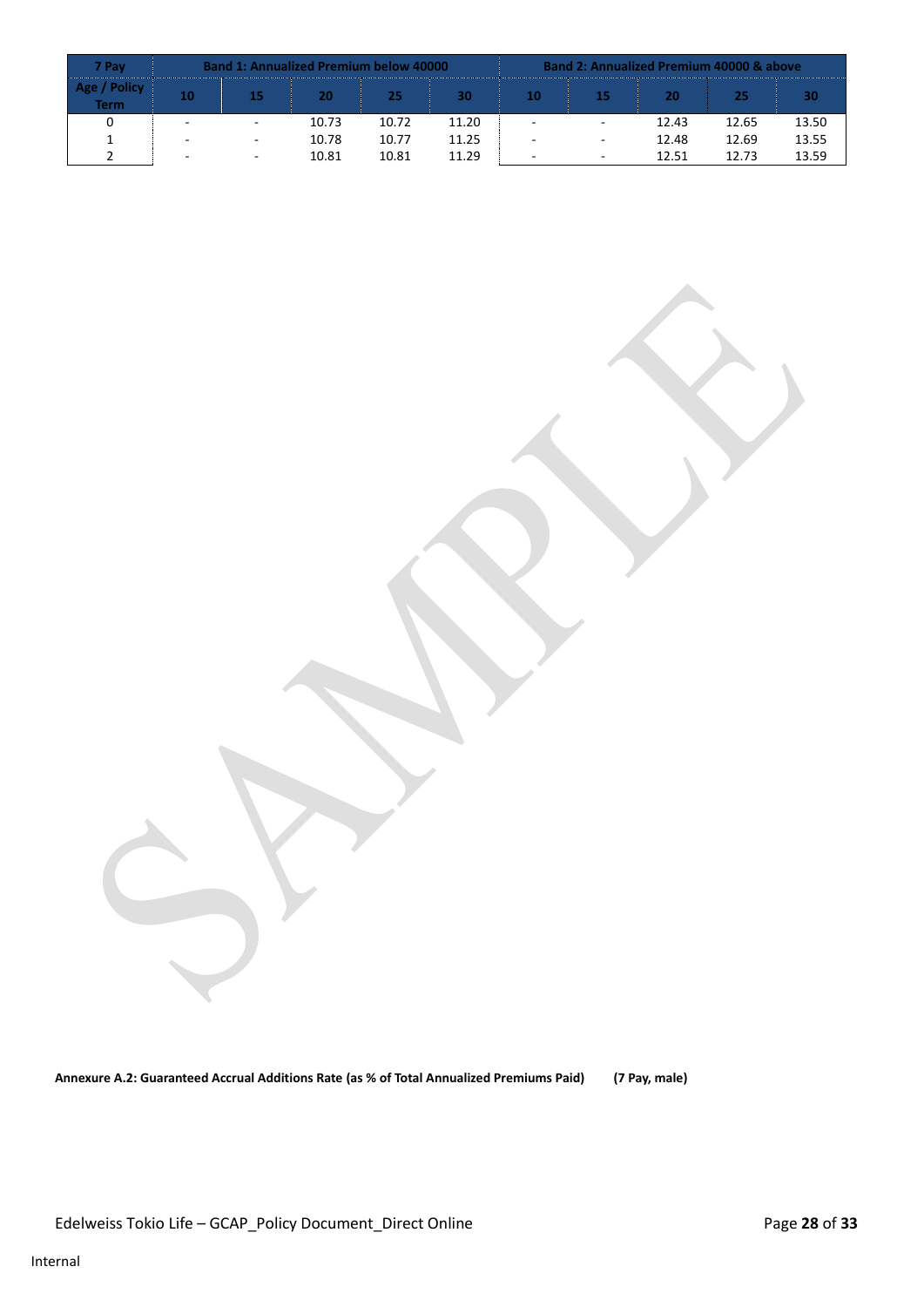| 7 Pay | Band 1: Annualized Premium below 40000 | | | | | Band 2: Annualized Premium 40000 & above | | | | |
|---|---|---|---|---|---|---|---|---|---|---|
| Age / Policy Term | 10 | 15 | 20 | 25 | 30 | 10 | 15 | 20 | 25 | 30 |
| 0 | - | - | 10.73 | 10.72 | 11.20 | - | - | 12.43 | 12.65 | 13.50 |
| 1 | - | - | 10.78 | 10.77 | 11.25 | - | - | 12.48 | 12.69 | 13.55 |
| 2 | - | - | 10.81 | 10.81 | 11.29 | - | - | 12.51 | 12.73 | 13.59 |

SAMPLE

**Annexure A.2: Guaranteed Accrual Additions Rate (as % of Total Annualized Premiums Paid)     (7 Pay, male)**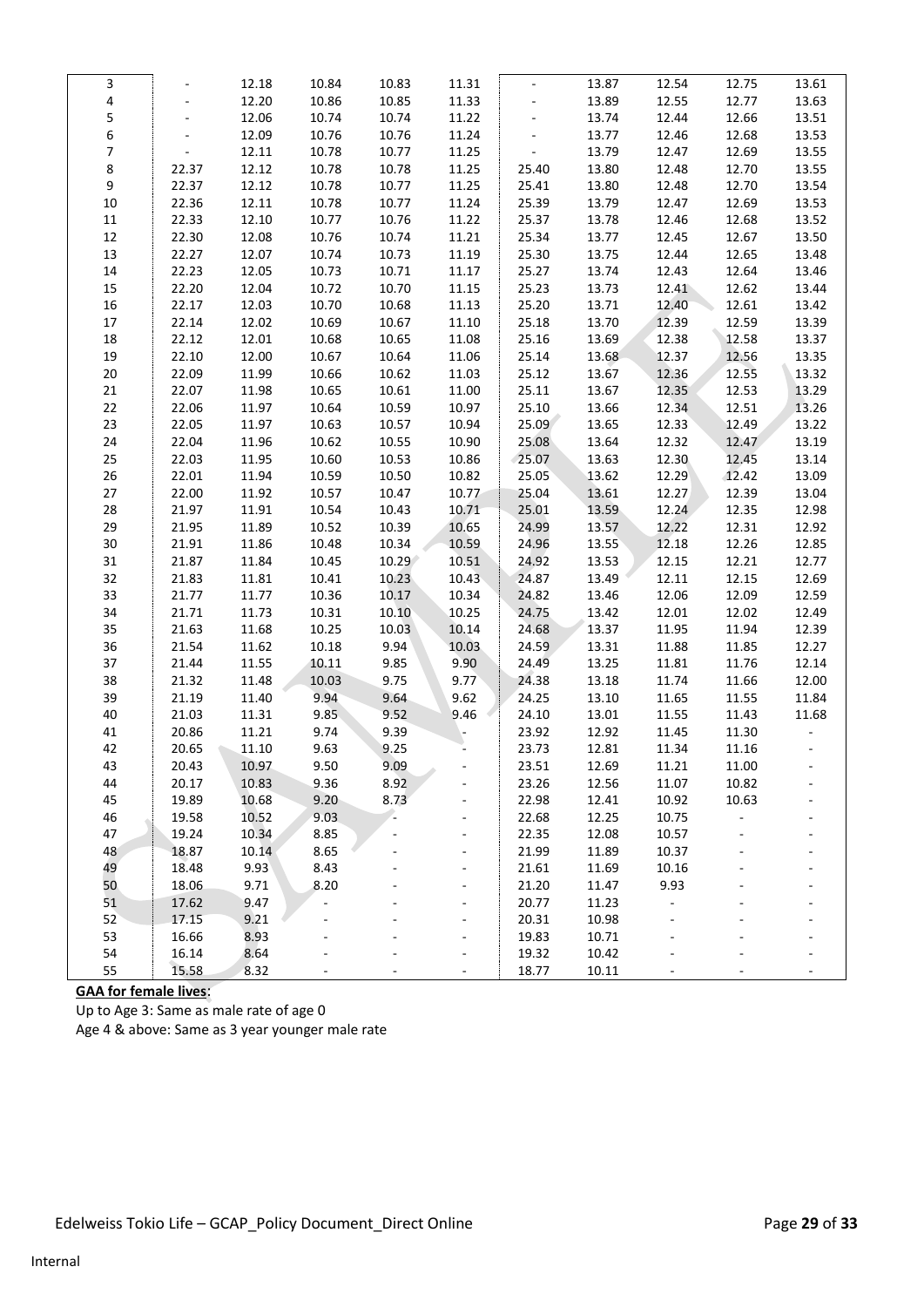| 3 | - | 12.18 | 10.84 | 10.83 | 11.31 | - | 13.87 | 12.54 | 12.75 | 13.61 |
|---|---|---|---|---|---|---|---|---|---|---|
| 4 | - | 12.20 | 10.86 | 10.85 | 11.33 | - | 13.89 | 12.55 | 12.77 | 13.63 |
| 5 | - | 12.06 | 10.74 | 10.74 | 11.22 | - | 13.74 | 12.44 | 12.66 | 13.51 |
| 6 | - | 12.09 | 10.76 | 10.76 | 11.24 | - | 13.77 | 12.46 | 12.68 | 13.53 |
| 7 | - | 12.11 | 10.78 | 10.77 | 11.25 | - | 13.79 | 12.47 | 12.69 | 13.55 |
| 8 | 22.37 | 12.12 | 10.78 | 10.78 | 11.25 | 25.40 | 13.80 | 12.48 | 12.70 | 13.55 |
| 9 | 22.37 | 12.12 | 10.78 | 10.77 | 11.25 | 25.41 | 13.80 | 12.48 | 12.70 | 13.54 |
| 10 | 22.36 | 12.11 | 10.78 | 10.77 | 11.24 | 25.39 | 13.79 | 12.47 | 12.69 | 13.53 |
| 11 | 22.33 | 12.10 | 10.77 | 10.76 | 11.22 | 25.37 | 13.78 | 12.46 | 12.68 | 13.52 |
| 12 | 22.30 | 12.08 | 10.76 | 10.74 | 11.21 | 25.34 | 13.77 | 12.45 | 12.67 | 13.50 |
| 13 | 22.27 | 12.07 | 10.74 | 10.73 | 11.19 | 25.30 | 13.75 | 12.44 | 12.65 | 13.48 |
| 14 | 22.23 | 12.05 | 10.73 | 10.71 | 11.17 | 25.27 | 13.74 | 12.43 | 12.64 | 13.46 |
| 15 | 22.20 | 12.04 | 10.72 | 10.70 | 11.15 | 25.23 | 13.73 | 12.41 | 12.62 | 13.44 |
| 16 | 22.17 | 12.03 | 10.70 | 10.68 | 11.13 | 25.20 | 13.71 | 12.40 | 12.61 | 13.42 |
| 17 | 22.14 | 12.02 | 10.69 | 10.67 | 11.10 | 25.18 | 13.70 | 12.39 | 12.59 | 13.39 |
| 18 | 22.12 | 12.01 | 10.68 | 10.65 | 11.08 | 25.16 | 13.69 | 12.38 | 12.58 | 13.37 |
| 19 | 22.10 | 12.00 | 10.67 | 10.64 | 11.06 | 25.14 | 13.68 | 12.37 | 12.56 | 13.35 |
| 20 | 22.09 | 11.99 | 10.66 | 10.62 | 11.03 | 25.12 | 13.67 | 12.36 | 12.55 | 13.32 |
| 21 | 22.07 | 11.98 | 10.65 | 10.61 | 11.00 | 25.11 | 13.67 | 12.35 | 12.53 | 13.29 |
| 22 | 22.06 | 11.97 | 10.64 | 10.59 | 10.97 | 25.10 | 13.66 | 12.34 | 12.51 | 13.26 |
| 23 | 22.05 | 11.97 | 10.63 | 10.57 | 10.94 | 25.09 | 13.65 | 12.33 | 12.49 | 13.22 |
| 24 | 22.04 | 11.96 | 10.62 | 10.55 | 10.90 | 25.08 | 13.64 | 12.32 | 12.47 | 13.19 |
| 25 | 22.03 | 11.95 | 10.60 | 10.53 | 10.86 | 25.07 | 13.63 | 12.30 | 12.45 | 13.14 |
| 26 | 22.01 | 11.94 | 10.59 | 10.50 | 10.82 | 25.05 | 13.62 | 12.29 | 12.42 | 13.09 |
| 27 | 22.00 | 11.92 | 10.57 | 10.47 | 10.77 | 25.04 | 13.61 | 12.27 | 12.39 | 13.04 |
| 28 | 21.97 | 11.91 | 10.54 | 10.43 | 10.71 | 25.01 | 13.59 | 12.24 | 12.35 | 12.98 |
| 29 | 21.95 | 11.89 | 10.52 | 10.39 | 10.65 | 24.99 | 13.57 | 12.22 | 12.31 | 12.92 |
| 30 | 21.91 | 11.86 | 10.48 | 10.34 | 10.59 | 24.96 | 13.55 | 12.18 | 12.26 | 12.85 |
| 31 | 21.87 | 11.84 | 10.45 | 10.29 | 10.51 | 24.92 | 13.53 | 12.15 | 12.21 | 12.77 |
| 32 | 21.83 | 11.81 | 10.41 | 10.23 | 10.43 | 24.87 | 13.49 | 12.11 | 12.15 | 12.69 |
| 33 | 21.77 | 11.77 | 10.36 | 10.17 | 10.34 | 24.82 | 13.46 | 12.06 | 12.09 | 12.59 |
| 34 | 21.71 | 11.73 | 10.31 | 10.10 | 10.25 | 24.75 | 13.42 | 12.01 | 12.02 | 12.49 |
| 35 | 21.63 | 11.68 | 10.25 | 10.03 | 10.14 | 24.68 | 13.37 | 11.95 | 11.94 | 12.39 |
| 36 | 21.54 | 11.62 | 10.18 | 9.94 | 10.03 | 24.59 | 13.31 | 11.88 | 11.85 | 12.27 |
| 37 | 21.44 | 11.55 | 10.11 | 9.85 | 9.90 | 24.49 | 13.25 | 11.81 | 11.76 | 12.14 |
| 38 | 21.32 | 11.48 | 10.03 | 9.75 | 9.77 | 24.38 | 13.18 | 11.74 | 11.66 | 12.00 |
| 39 | 21.19 | 11.40 | 9.94 | 9.64 | 9.62 | 24.25 | 13.10 | 11.65 | 11.55 | 11.84 |
| 40 | 21.03 | 11.31 | 9.85 | 9.52 | 9.46 | 24.10 | 13.01 | 11.55 | 11.43 | 11.68 |
| 41 | 20.86 | 11.21 | 9.74 | 9.39 | - | 23.92 | 12.92 | 11.45 | 11.30 | - |
| 42 | 20.65 | 11.10 | 9.63 | 9.25 | - | 23.73 | 12.81 | 11.34 | 11.16 | - |
| 43 | 20.43 | 10.97 | 9.50 | 9.09 | - | 23.51 | 12.69 | 11.21 | 11.00 | - |
| 44 | 20.17 | 10.83 | 9.36 | 8.92 | - | 23.26 | 12.56 | 11.07 | 10.82 | - |
| 45 | 19.89 | 10.68 | 9.20 | 8.73 | - | 22.98 | 12.41 | 10.92 | 10.63 | - |
| 46 | 19.58 | 10.52 | 9.03 | - | - | 22.68 | 12.25 | 10.75 | - | - |
| 47 | 19.24 | 10.34 | 8.85 | - | - | 22.35 | 12.08 | 10.57 | - | - |
| 48 | 18.87 | 10.14 | 8.65 | - | - | 21.99 | 11.89 | 10.37 | - | - |
| 49 | 18.48 | 9.93 | 8.43 | - | - | 21.61 | 11.69 | 10.16 | - | - |
| 50 | 18.06 | 9.71 | 8.20 | - | - | 21.20 | 11.47 | 9.93 | - | - |
| 51 | 17.62 | 9.47 | - | - | - | 20.77 | 11.23 | - | - | - |
| 52 | 17.15 | 9.21 | - | - | - | 20.31 | 10.98 | - | - | - |
| 53 | 16.66 | 8.93 | - | - | - | 19.83 | 10.71 | - | - | - |
| 54 | 16.14 | 8.64 | - | - | - | 19.32 | 10.42 | - | - | - |
| 55 | 15.58 | 8.32 | - | - | - | 18.77 | 10.11 | - | - | - |

**GAA for female lives**:

Up to Age 3: Same as male rate of age 0

Age 4 & above: Same as 3 year younger male rate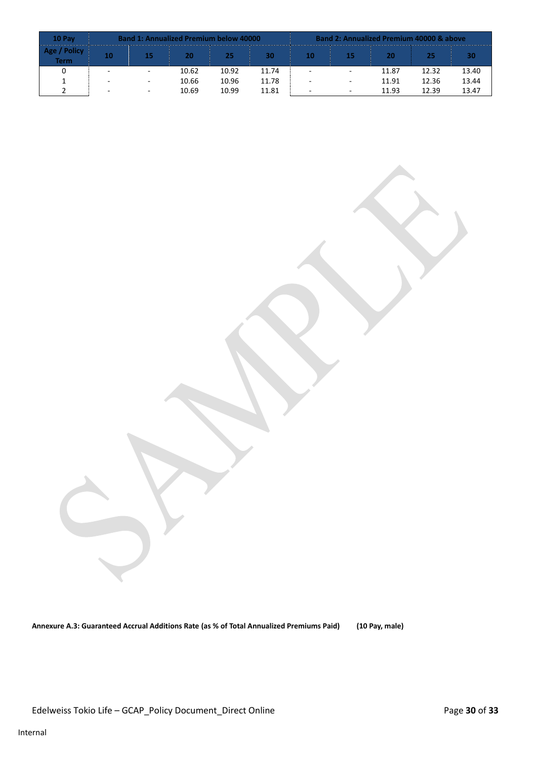| 10 Pay | Band 1: Annualized Premium below 40000 | | | | | Band 2: Annualized Premium 40000 & above | | | | |
|---|---|---|---|---|---|---|---|---|---|---|
| Age / Policy Term | 10 | 15 | 20 | 25 | 30 | 10 | 15 | 20 | 25 | 30 |
| 0 | - | - | 10.62 | 10.92 | 11.74 | - | - | 11.87 | 12.32 | 13.40 |
| 1 | - | - | 10.66 | 10.96 | 11.78 | - | - | 11.91 | 12.36 | 13.44 |
| 2 | - | - | 10.69 | 10.99 | 11.81 | - | - | 11.93 | 12.39 | 13.47 |

**Annexure A.3: Guaranteed Accrual Additions Rate (as % of Total Annualized Premiums Paid) (10 Pay, male)**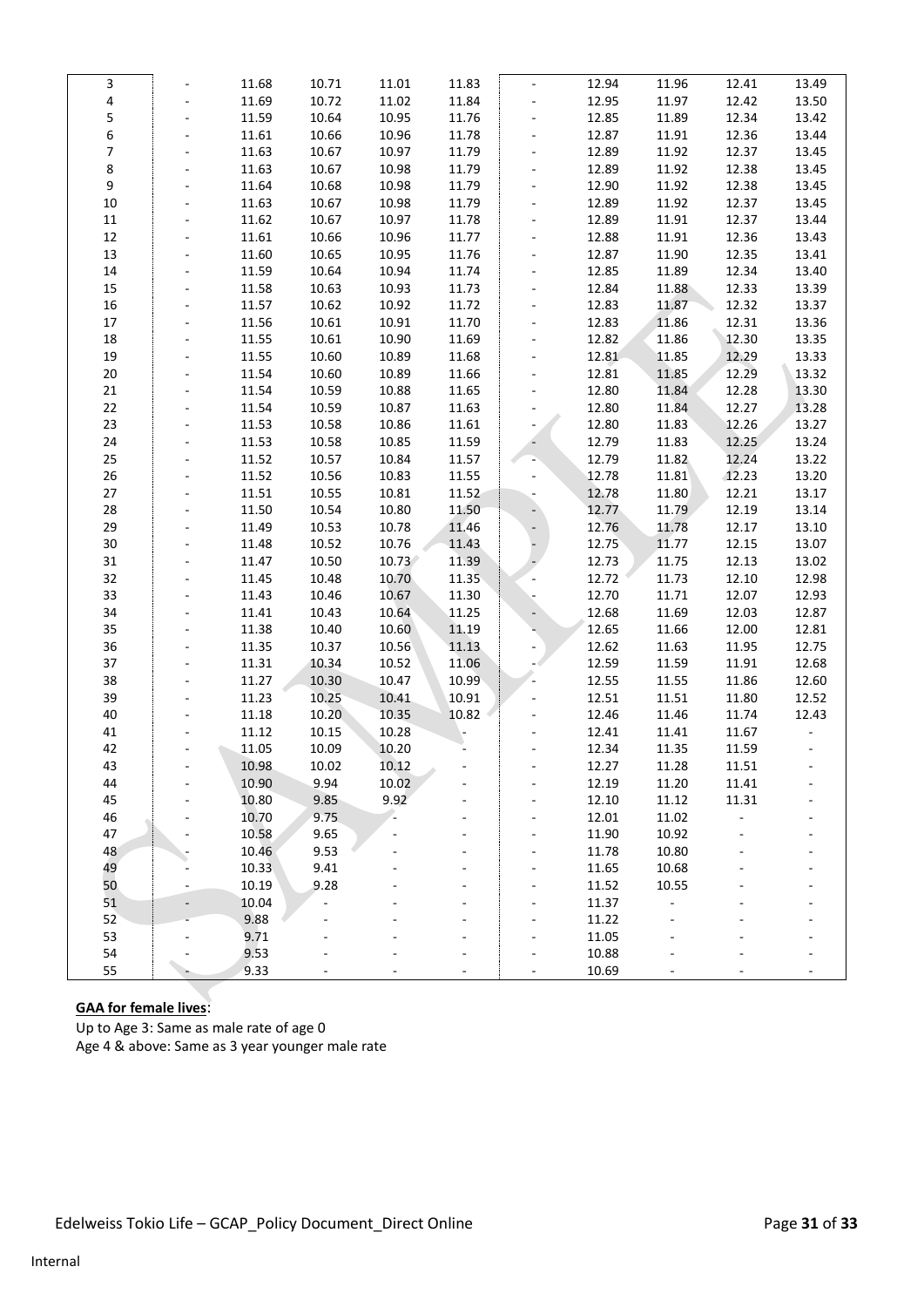| | | | | | | | | | | |
|---|---|---|---|---|---|---|---|---|---|---|
| 3 | - | 11.68 | 10.71 | 11.01 | 11.83 | - | 12.94 | 11.96 | 12.41 | 13.49 |
| 4 | - | 11.69 | 10.72 | 11.02 | 11.84 | - | 12.95 | 11.97 | 12.42 | 13.50 |
| 5 | - | 11.59 | 10.64 | 10.95 | 11.76 | - | 12.85 | 11.89 | 12.34 | 13.42 |
| 6 | - | 11.61 | 10.66 | 10.96 | 11.78 | - | 12.87 | 11.91 | 12.36 | 13.44 |
| 7 | - | 11.63 | 10.67 | 10.97 | 11.79 | - | 12.89 | 11.92 | 12.37 | 13.45 |
| 8 | - | 11.63 | 10.67 | 10.98 | 11.79 | - | 12.89 | 11.92 | 12.38 | 13.45 |
| 9 | - | 11.64 | 10.68 | 10.98 | 11.79 | - | 12.90 | 11.92 | 12.38 | 13.45 |
| 10 | - | 11.63 | 10.67 | 10.98 | 11.79 | - | 12.89 | 11.92 | 12.37 | 13.45 |
| 11 | - | 11.62 | 10.67 | 10.97 | 11.78 | - | 12.89 | 11.91 | 12.37 | 13.44 |
| 12 | - | 11.61 | 10.66 | 10.96 | 11.77 | - | 12.88 | 11.91 | 12.36 | 13.43 |
| 13 | - | 11.60 | 10.65 | 10.95 | 11.76 | - | 12.87 | 11.90 | 12.35 | 13.41 |
| 14 | - | 11.59 | 10.64 | 10.94 | 11.74 | - | 12.85 | 11.89 | 12.34 | 13.40 |
| 15 | - | 11.58 | 10.63 | 10.93 | 11.73 | - | 12.84 | 11.88 | 12.33 | 13.39 |
| 16 | - | 11.57 | 10.62 | 10.92 | 11.72 | - | 12.83 | 11.87 | 12.32 | 13.37 |
| 17 | - | 11.56 | 10.61 | 10.91 | 11.70 | - | 12.83 | 11.86 | 12.31 | 13.36 |
| 18 | - | 11.55 | 10.61 | 10.90 | 11.69 | - | 12.82 | 11.86 | 12.30 | 13.35 |
| 19 | - | 11.55 | 10.60 | 10.89 | 11.68 | - | 12.81 | 11.85 | 12.29 | 13.33 |
| 20 | - | 11.54 | 10.60 | 10.89 | 11.66 | - | 12.81 | 11.85 | 12.29 | 13.32 |
| 21 | - | 11.54 | 10.59 | 10.88 | 11.65 | - | 12.80 | 11.84 | 12.28 | 13.30 |
| 22 | - | 11.54 | 10.59 | 10.87 | 11.63 | - | 12.80 | 11.84 | 12.27 | 13.28 |
| 23 | - | 11.53 | 10.58 | 10.86 | 11.61 | - | 12.80 | 11.83 | 12.26 | 13.27 |
| 24 | - | 11.53 | 10.58 | 10.85 | 11.59 | - | 12.79 | 11.83 | 12.25 | 13.24 |
| 25 | - | 11.52 | 10.57 | 10.84 | 11.57 | - | 12.79 | 11.82 | 12.24 | 13.22 |
| 26 | - | 11.52 | 10.56 | 10.83 | 11.55 | - | 12.78 | 11.81 | 12.23 | 13.20 |
| 27 | - | 11.51 | 10.55 | 10.81 | 11.52 | - | 12.78 | 11.80 | 12.21 | 13.17 |
| 28 | - | 11.50 | 10.54 | 10.80 | 11.50 | - | 12.77 | 11.79 | 12.19 | 13.14 |
| 29 | - | 11.49 | 10.53 | 10.78 | 11.46 | - | 12.76 | 11.78 | 12.17 | 13.10 |
| 30 | - | 11.48 | 10.52 | 10.76 | 11.43 | - | 12.75 | 11.77 | 12.15 | 13.07 |
| 31 | - | 11.47 | 10.50 | 10.73 | 11.39 | - | 12.73 | 11.75 | 12.13 | 13.02 |
| 32 | - | 11.45 | 10.48 | 10.70 | 11.35 | - | 12.72 | 11.73 | 12.10 | 12.98 |
| 33 | - | 11.43 | 10.46 | 10.67 | 11.30 | - | 12.70 | 11.71 | 12.07 | 12.93 |
| 34 | - | 11.41 | 10.43 | 10.64 | 11.25 | - | 12.68 | 11.69 | 12.03 | 12.87 |
| 35 | - | 11.38 | 10.40 | 10.60 | 11.19 | - | 12.65 | 11.66 | 12.00 | 12.81 |
| 36 | - | 11.35 | 10.37 | 10.56 | 11.13 | - | 12.62 | 11.63 | 11.95 | 12.75 |
| 37 | - | 11.31 | 10.34 | 10.52 | 11.06 | - | 12.59 | 11.59 | 11.91 | 12.68 |
| 38 | - | 11.27 | 10.30 | 10.47 | 10.99 | - | 12.55 | 11.55 | 11.86 | 12.60 |
| 39 | - | 11.23 | 10.25 | 10.41 | 10.91 | - | 12.51 | 11.51 | 11.80 | 12.52 |
| 40 | - | 11.18 | 10.20 | 10.35 | 10.82 | - | 12.46 | 11.46 | 11.74 | 12.43 |
| 41 | - | 11.12 | 10.15 | 10.28 | - | - | 12.41 | 11.41 | 11.67 | - |
| 42 | - | 11.05 | 10.09 | 10.20 | - | - | 12.34 | 11.35 | 11.59 | - |
| 43 | - | 10.98 | 10.02 | 10.12 | - | - | 12.27 | 11.28 | 11.51 | - |
| 44 | - | 10.90 | 9.94 | 10.02 | - | - | 12.19 | 11.20 | 11.41 | - |
| 45 | - | 10.80 | 9.85 | 9.92 | - | - | 12.10 | 11.12 | 11.31 | - |
| 46 | - | 10.70 | 9.75 | - | - | - | 12.01 | 11.02 | - | - |
| 47 | - | 10.58 | 9.65 | - | - | - | 11.90 | 10.92 | - | - |
| 48 | - | 10.46 | 9.53 | - | - | - | 11.78 | 10.80 | - | - |
| 49 | - | 10.33 | 9.41 | - | - | - | 11.65 | 10.68 | - | - |
| 50 | - | 10.19 | 9.28 | - | - | - | 11.52 | 10.55 | - | - |
| 51 | - | 10.04 | - | - | - | - | 11.37 | - | - | - |
| 52 | - | 9.88 | - | - | - | - | 11.22 | - | - | - |
| 53 | - | 9.71 | - | - | - | - | 11.05 | - | - | - |
| 54 | - | 9.53 | - | - | - | - | 10.88 | - | - | - |
| 55 | - | 9.33 | - | - | - | - | 10.69 | - | - | - |

**GAA for female lives**:

Up to Age 3: Same as male rate of age 0

Age 4 & above: Same as 3 year younger male rate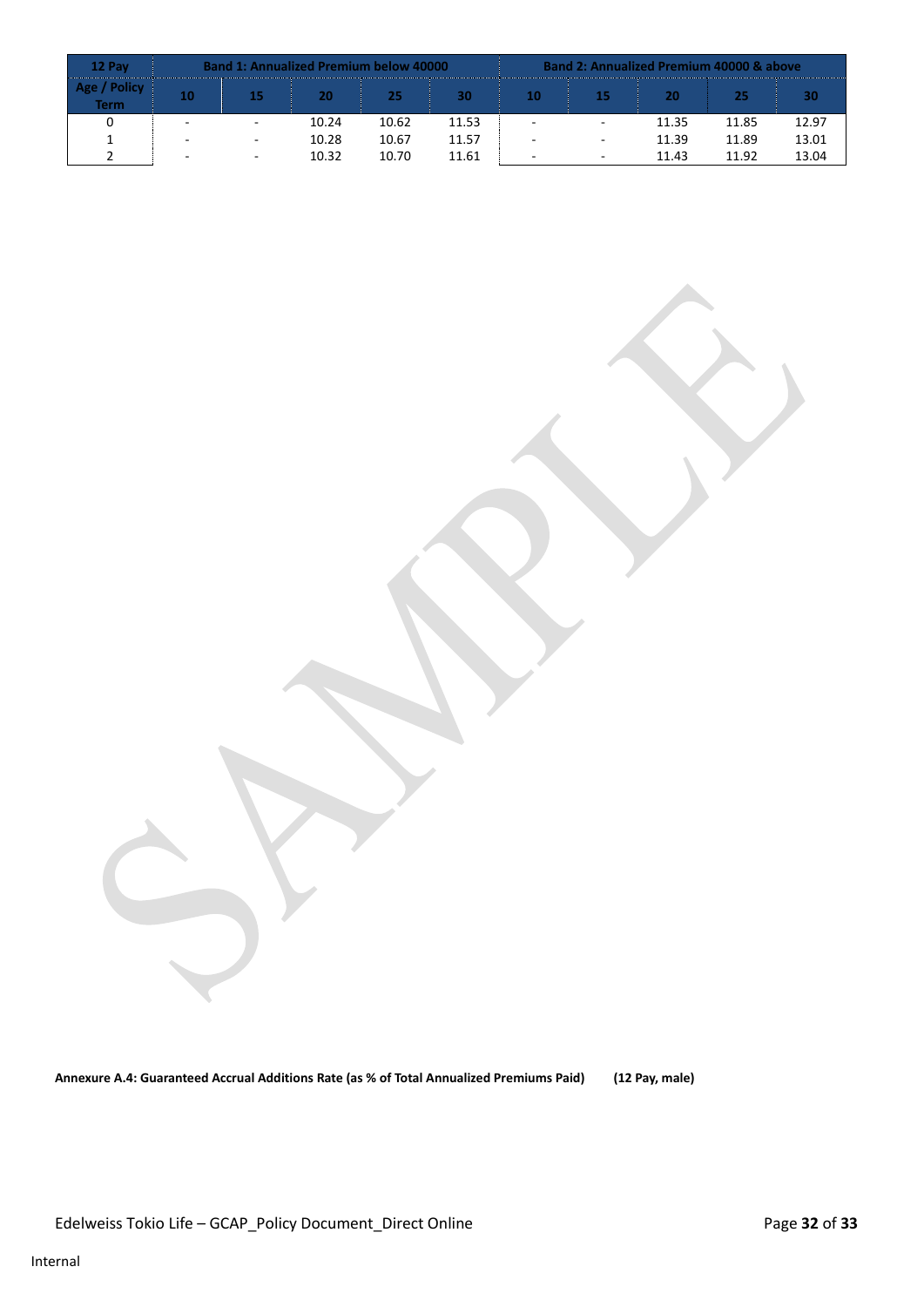| 12 Pay | Band 1: Annualized Premium below 40000 | | | | | Band 2: Annualized Premium 40000 & above | | | | |
|---|---|---|---|---|---|---|---|---|---|---|
| Age / Policy Term | 10 | 15 | 20 | 25 | 30 | 10 | 15 | 20 | 25 | 30 |
| 0 | - | - | 10.24 | 10.62 | 11.53 | - | - | 11.35 | 11.85 | 12.97 |
| 1 | - | - | 10.28 | 10.67 | 11.57 | - | - | 11.39 | 11.89 | 13.01 |
| 2 | - | - | 10.32 | 10.70 | 11.61 | - | - | 11.43 | 11.92 | 13.04 |

**Annexure A.4: Guaranteed Accrual Additions Rate (as % of Total Annualized Premiums Paid) (12 Pay, male)**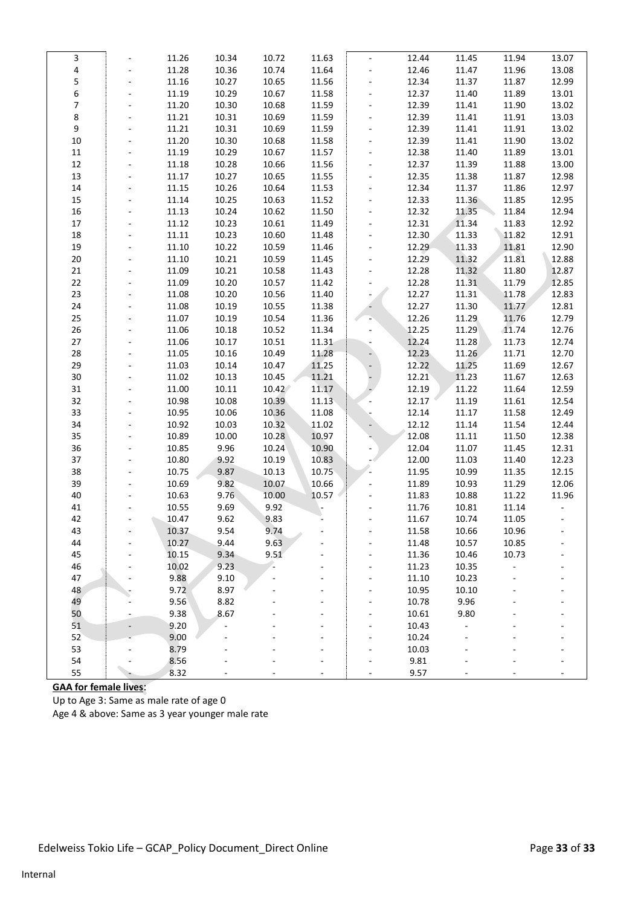| | | | | | | | | | | |
|---|---|---|---|---|---|---|---|---|---|---|
| 3 | - | 11.26 | 10.34 | 10.72 | 11.63 | - | 12.44 | 11.45 | 11.94 | 13.07 |
| 4 | - | 11.28 | 10.36 | 10.74 | 11.64 | - | 12.46 | 11.47 | 11.96 | 13.08 |
| 5 | - | 11.16 | 10.27 | 10.65 | 11.56 | - | 12.34 | 11.37 | 11.87 | 12.99 |
| 6 | - | 11.19 | 10.29 | 10.67 | 11.58 | - | 12.37 | 11.40 | 11.89 | 13.01 |
| 7 | - | 11.20 | 10.30 | 10.68 | 11.59 | - | 12.39 | 11.41 | 11.90 | 13.02 |
| 8 | - | 11.21 | 10.31 | 10.69 | 11.59 | - | 12.39 | 11.41 | 11.91 | 13.03 |
| 9 | - | 11.21 | 10.31 | 10.69 | 11.59 | - | 12.39 | 11.41 | 11.91 | 13.02 |
| 10 | - | 11.20 | 10.30 | 10.68 | 11.58 | - | 12.39 | 11.41 | 11.90 | 13.02 |
| 11 | - | 11.19 | 10.29 | 10.67 | 11.57 | - | 12.38 | 11.40 | 11.89 | 13.01 |
| 12 | - | 11.18 | 10.28 | 10.66 | 11.56 | - | 12.37 | 11.39 | 11.88 | 13.00 |
| 13 | - | 11.17 | 10.27 | 10.65 | 11.55 | - | 12.35 | 11.38 | 11.87 | 12.98 |
| 14 | - | 11.15 | 10.26 | 10.64 | 11.53 | - | 12.34 | 11.37 | 11.86 | 12.97 |
| 15 | - | 11.14 | 10.25 | 10.63 | 11.52 | - | 12.33 | 11.36 | 11.85 | 12.95 |
| 16 | - | 11.13 | 10.24 | 10.62 | 11.50 | - | 12.32 | 11.35 | 11.84 | 12.94 |
| 17 | - | 11.12 | 10.23 | 10.61 | 11.49 | - | 12.31 | 11.34 | 11.83 | 12.92 |
| 18 | - | 11.11 | 10.23 | 10.60 | 11.48 | - | 12.30 | 11.33 | 11.82 | 12.91 |
| 19 | - | 11.10 | 10.22 | 10.59 | 11.46 | - | 12.29 | 11.33 | 11.81 | 12.90 |
| 20 | - | 11.10 | 10.21 | 10.59 | 11.45 | - | 12.29 | 11.32 | 11.81 | 12.88 |
| 21 | - | 11.09 | 10.21 | 10.58 | 11.43 | - | 12.28 | 11.32 | 11.80 | 12.87 |
| 22 | - | 11.09 | 10.20 | 10.57 | 11.42 | - | 12.28 | 11.31 | 11.79 | 12.85 |
| 23 | - | 11.08 | 10.20 | 10.56 | 11.40 | - | 12.27 | 11.31 | 11.78 | 12.83 |
| 24 | - | 11.08 | 10.19 | 10.55 | 11.38 | - | 12.27 | 11.30 | 11.77 | 12.81 |
| 25 | - | 11.07 | 10.19 | 10.54 | 11.36 | - | 12.26 | 11.29 | 11.76 | 12.79 |
| 26 | - | 11.06 | 10.18 | 10.52 | 11.34 | - | 12.25 | 11.29 | 11.74 | 12.76 |
| 27 | - | 11.06 | 10.17 | 10.51 | 11.31 | - | 12.24 | 11.28 | 11.73 | 12.74 |
| 28 | - | 11.05 | 10.16 | 10.49 | 11.28 | - | 12.23 | 11.26 | 11.71 | 12.70 |
| 29 | - | 11.03 | 10.14 | 10.47 | 11.25 | - | 12.22 | 11.25 | 11.69 | 12.67 |
| 30 | - | 11.02 | 10.13 | 10.45 | 11.21 | - | 12.21 | 11.23 | 11.67 | 12.63 |
| 31 | - | 11.00 | 10.11 | 10.42 | 11.17 | - | 12.19 | 11.22 | 11.64 | 12.59 |
| 32 | - | 10.98 | 10.08 | 10.39 | 11.13 | - | 12.17 | 11.19 | 11.61 | 12.54 |
| 33 | - | 10.95 | 10.06 | 10.36 | 11.08 | - | 12.14 | 11.17 | 11.58 | 12.49 |
| 34 | - | 10.92 | 10.03 | 10.32 | 11.02 | - | 12.12 | 11.14 | 11.54 | 12.44 |
| 35 | - | 10.89 | 10.00 | 10.28 | 10.97 | - | 12.08 | 11.11 | 11.50 | 12.38 |
| 36 | - | 10.85 | 9.96 | 10.24 | 10.90 | - | 12.04 | 11.07 | 11.45 | 12.31 |
| 37 | - | 10.80 | 9.92 | 10.19 | 10.83 | - | 12.00 | 11.03 | 11.40 | 12.23 |
| 38 | - | 10.75 | 9.87 | 10.13 | 10.75 | - | 11.95 | 10.99 | 11.35 | 12.15 |
| 39 | - | 10.69 | 9.82 | 10.07 | 10.66 | - | 11.89 | 10.93 | 11.29 | 12.06 |
| 40 | - | 10.63 | 9.76 | 10.00 | 10.57 | - | 11.83 | 10.88 | 11.22 | 11.96 |
| 41 | - | 10.55 | 9.69 | 9.92 | - | - | 11.76 | 10.81 | 11.14 | - |
| 42 | - | 10.47 | 9.62 | 9.83 | - | - | 11.67 | 10.74 | 11.05 | - |
| 43 | - | 10.37 | 9.54 | 9.74 | - | - | 11.58 | 10.66 | 10.96 | - |
| 44 | - | 10.27 | 9.44 | 9.63 | - | - | 11.48 | 10.57 | 10.85 | - |
| 45 | - | 10.15 | 9.34 | 9.51 | - | - | 11.36 | 10.46 | 10.73 | - |
| 46 | - | 10.02 | 9.23 | - | - | - | 11.23 | 10.35 | - | - |
| 47 | - | 9.88 | 9.10 | - | - | - | 11.10 | 10.23 | - | - |
| 48 | - | 9.72 | 8.97 | - | - | - | 10.95 | 10.10 | - | - |
| 49 | - | 9.56 | 8.82 | - | - | - | 10.78 | 9.96 | - | - |
| 50 | - | 9.38 | 8.67 | - | - | - | 10.61 | 9.80 | - | - |
| 51 | - | 9.20 | - | - | - | - | 10.43 | - | - | - |
| 52 | - | 9.00 | - | - | - | - | 10.24 | - | - | - |
| 53 | - | 8.79 | - | - | - | - | 10.03 | - | - | - |
| 54 | - | 8.56 | - | - | - | - | 9.81 | - | - | - |
| 55 | - | 8.32 | - | - | - | - | 9.57 | - | - | - |

**GAA for female lives**:

Up to Age 3: Same as male rate of age 0

Age 4 & above: Same as 3 year younger male rate